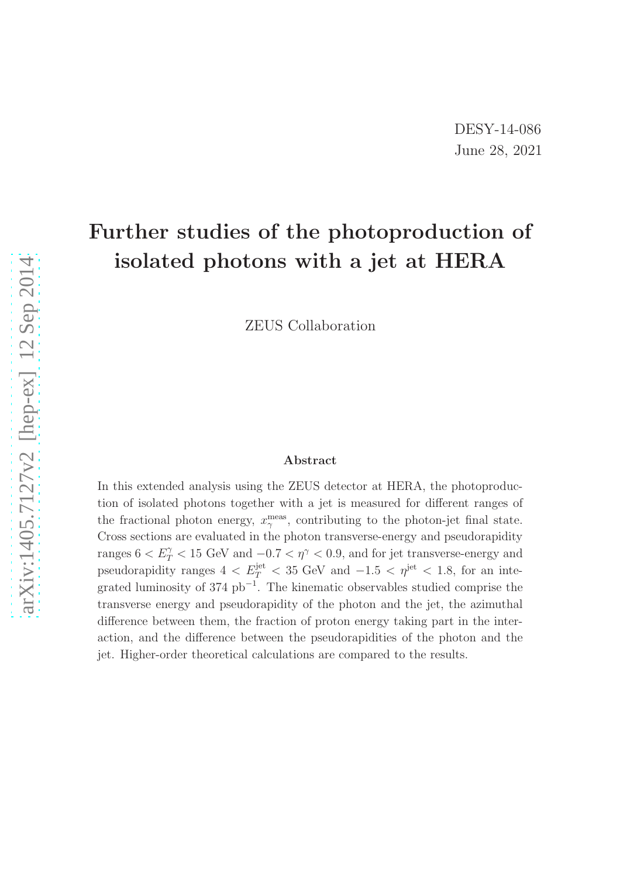DESY-14-086
June 28, 2021

# Further studies of the photoproduction of isolated photons with a jet at HERA

ZEUS Collaboration

### Abstract

In this extended analysis using the ZEUS detector at HERA, the photoproduction of isolated photons together with a jet is measured for different ranges of the fractional photon energy, $x_\gamma^{\text{meas}}$, contributing to the photon-jet final state. Cross sections are evaluated in the photon transverse-energy and pseudorapidity ranges $6 < E_T^\gamma < 15$ GeV and $-0.7 < \eta^\gamma < 0.9$, and for jet transverse-energy and pseudorapidity ranges $4 < E_T^{\text{jet}} < 35$ GeV and $-1.5 < \eta^{\text{jet}} < 1.8$, for an integrated luminosity of 374 pb$^{-1}$. The kinematic observables studied comprise the transverse energy and pseudorapidity of the photon and the jet, the azimuthal difference between them, the fraction of proton energy taking part in the interaction, and the difference between the pseudorapidities of the photon and the jet. Higher-order theoretical calculations are compared to the results.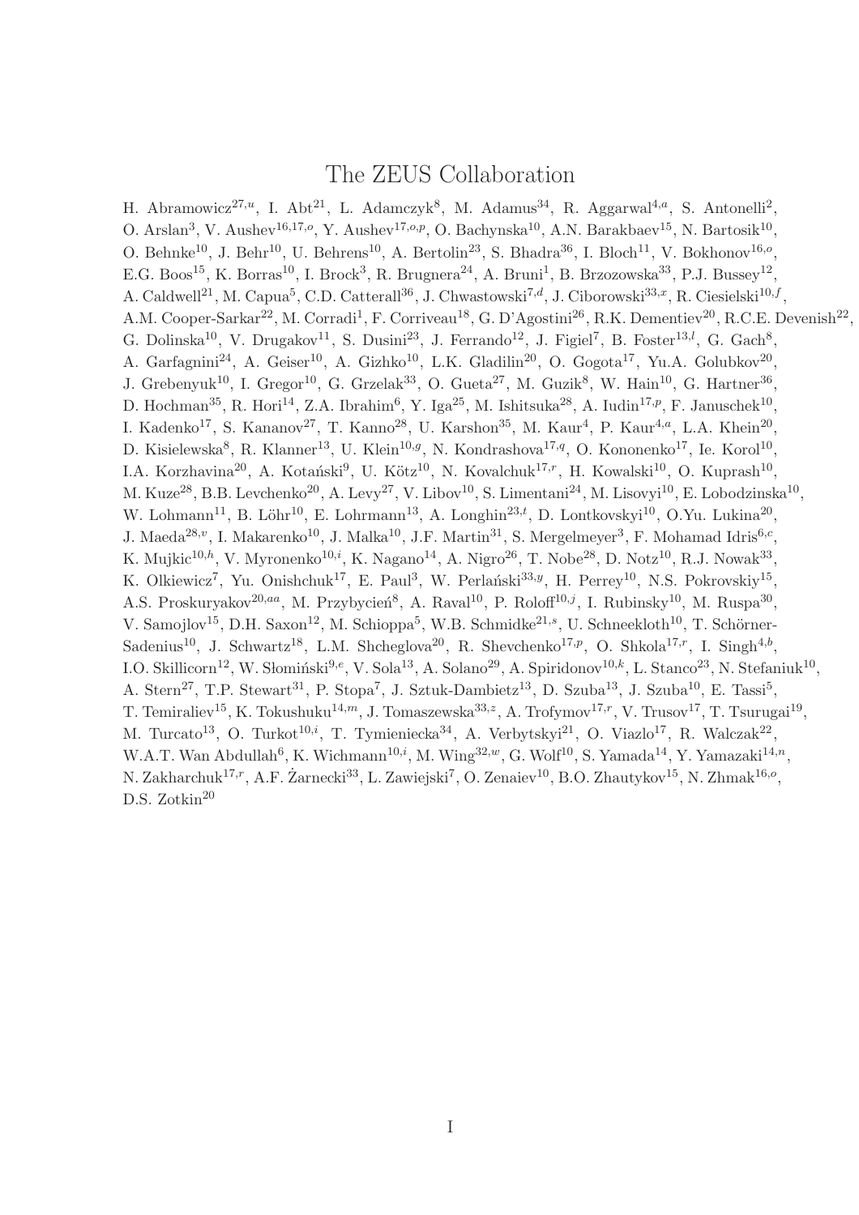# The ZEUS Collaboration

H. Abramowicz[27,u], I. Abt[21], L. Adamczyk[8], M. Adamus[34], R. Aggarwal[4,a], S. Antonelli[2], O. Arslan[3], V. Aushev[16,17,o], Y. Aushev[17,o,p], O. Bachynska[10], A.N. Barakbaev[15], N. Bartosik[10], O. Behnke[10], J. Behr[10], U. Behrens[10], A. Bertolin[23], S. Bhadra[36], I. Bloch[11], V. Bokhonov[16,o], E.G. Boos[15], K. Borras[10], I. Brock[3], R. Brugnera[24], A. Bruni[1], B. Brzozowska[33], P.J. Bussey[12], A. Caldwell[21], M. Capua[5], C.D. Catterall[36], J. Chwastowski[7,d], J. Ciborowski[33,x], R. Ciesielski[10,f], A.M. Cooper-Sarkar[22], M. Corradi[1], F. Corriveau[18], G. D'Agostini[26], R.K. Dementiev[20], R.C.E. Devenish[22], G. Dolinska[10], V. Drugakov[11], S. Dusini[23], J. Ferrando[12], J. Figiel[7], B. Foster[13,l], G. Gach[8], A. Garfagnini[24], A. Geiser[10], A. Gizhko[10], L.K. Gladilin[20], O. Gogota[17], Yu.A. Golubkov[20], J. Grebenyuk[10], I. Gregor[10], G. Grzelak[33], O. Gueta[27], M. Guzik[8], W. Hain[10], G. Hartner[36], D. Hochman[35], R. Hori[14], Z.A. Ibrahim[6], Y. Iga[25], M. Ishitsuka[28], A. Iudin[17,p], F. Januschek[10], I. Kadenko[17], S. Kananov[27], T. Kanno[28], U. Karshon[35], M. Kaur[4], P. Kaur[4,a], L.A. Khein[20], D. Kisielewska[8], R. Klanner[13], U. Klein[10,g], N. Kondrashova[17,q], O. Kononenko[17], Ie. Korol[10], I.A. Korzhavina[20], A. Kotański[9], U. Kötz[10], N. Kovalchuk[17,r], H. Kowalski[10], O. Kuprash[10], M. Kuze[28], B.B. Levchenko[20], A. Levy[27], V. Libov[10], S. Limentani[24], M. Lisovyi[10], E. Lobodzinska[10], W. Lohmann[11], B. Löhr[10], E. Lohrmann[13], A. Longhin[23,t], D. Lontkovskyi[10], O.Yu. Lukina[20], J. Maeda[28,v], I. Makarenko[10], J. Malka[10], J.F. Martin[31], S. Mergelmeyer[3], F. Mohamad Idris[6,c], K. Mujkic[10,h], V. Myronenko[10,i], K. Nagano[14], A. Nigro[26], T. Nobe[28], D. Notz[10], R.J. Nowak[33], K. Olkiewicz[7], Yu. Onishchuk[17], E. Paul[3], W. Perlański[33,y], H. Perrey[10], N.S. Pokrovskiy[15], A.S. Proskuryakov[20,aa], M. Przybycień[8], A. Raval[10], P. Roloff[10,j], I. Rubinsky[10], M. Ruspa[30], V. Samojlov[15], D.H. Saxon[12], M. Schioppa[5], W.B. Schmidke[21,s], U. Schneekloth[10], T. Schörner-Sadenius[10], J. Schwartz[18], L.M. Shcheglova[20], R. Shevchenko[17,p], O. Shkola[17,r], I. Singh[4,b], I.O. Skillicorn[12], W. Słomiński[9,e], V. Sola[13], A. Solano[29], A. Spiridonov[10,k], L. Stanco[23], N. Stefaniuk[10], A. Stern[27], T.P. Stewart[31], P. Stopa[7], J. Sztuk-Dambietz[13], D. Szuba[13], J. Szuba[10], E. Tassi[5], T. Temiraliev[15], K. Tokushuku[14,m], J. Tomaszewska[33,z], A. Trofymov[17,r], V. Trusov[17], T. Tsurugai[19], M. Turcato[13], O. Turkot[10,i], T. Tymieniecka[34], A. Verbytskyi[21], O. Viazlo[17], R. Walczak[22], W.A.T. Wan Abdullah[6], K. Wichmann[10,i], M. Wing[32,w], G. Wolf[10], S. Yamada[14], Y. Yamazaki[14,n], N. Zakharchuk[17,r], A.F. Żarnecki[33], L. Zawiejski[7], O. Zenaiev[10], B.O. Zhautykov[15], N. Zhmak[16,o], D.S. Zotkin[20]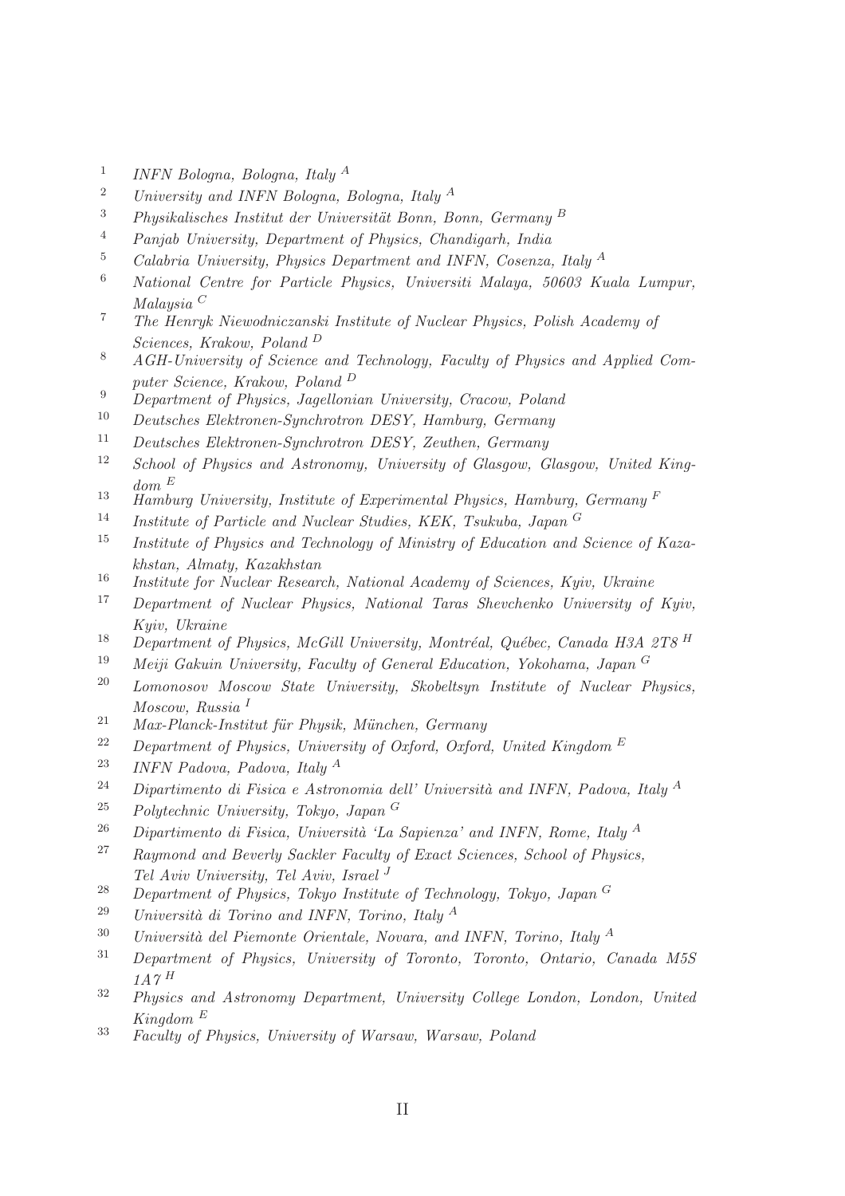[1] *INFN Bologna, Bologna, Italy* [A]

[2] *University and INFN Bologna, Bologna, Italy* [A]

[3] *Physikalisches Institut der Universität Bonn, Bonn, Germany* [B]

[4] *Panjab University, Department of Physics, Chandigarh, India*

[5] *Calabria University, Physics Department and INFN, Cosenza, Italy* [A]

[6] *National Centre for Particle Physics, Universiti Malaya, 50603 Kuala Lumpur, Malaysia* [C]

[7] *The Henryk Niewodniczanski Institute of Nuclear Physics, Polish Academy of Sciences, Krakow, Poland* [D]

[8] *AGH-University of Science and Technology, Faculty of Physics and Applied Computer Science, Krakow, Poland* [D]

[9] *Department of Physics, Jagellonian University, Cracow, Poland*

[10] *Deutsches Elektronen-Synchrotron DESY, Hamburg, Germany*

[11] *Deutsches Elektronen-Synchrotron DESY, Zeuthen, Germany*

[12] *School of Physics and Astronomy, University of Glasgow, Glasgow, United Kingdom* [E]

[13] *Hamburg University, Institute of Experimental Physics, Hamburg, Germany* [F]

[14] *Institute of Particle and Nuclear Studies, KEK, Tsukuba, Japan* [G]

[15] *Institute of Physics and Technology of Ministry of Education and Science of Kazakhstan, Almaty, Kazakhstan*

[16] *Institute for Nuclear Research, National Academy of Sciences, Kyiv, Ukraine*

[17] *Department of Nuclear Physics, National Taras Shevchenko University of Kyiv, Kyiv, Ukraine*

[18] *Department of Physics, McGill University, Montréal, Québec, Canada H3A 2T8* [H]

[19] *Meiji Gakuin University, Faculty of General Education, Yokohama, Japan* [G]

[20] *Lomonosov Moscow State University, Skobeltsyn Institute of Nuclear Physics, Moscow, Russia* [I]

[21] *Max-Planck-Institut für Physik, München, Germany*

[22] *Department of Physics, University of Oxford, Oxford, United Kingdom* [E]

[23] *INFN Padova, Padova, Italy* [A]

[24] *Dipartimento di Fisica e Astronomia dell' Università and INFN, Padova, Italy* [A]

[25] *Polytechnic University, Tokyo, Japan* [G]

[26] *Dipartimento di Fisica, Università 'La Sapienza' and INFN, Rome, Italy* [A]

[27] *Raymond and Beverly Sackler Faculty of Exact Sciences, School of Physics, Tel Aviv University, Tel Aviv, Israel* [J]

[28] *Department of Physics, Tokyo Institute of Technology, Tokyo, Japan* [G]

[29] *Università di Torino and INFN, Torino, Italy* [A]

[30] *Università del Piemonte Orientale, Novara, and INFN, Torino, Italy* [A]

[31] *Department of Physics, University of Toronto, Toronto, Ontario, Canada M5S 1A7* [H]

[32] *Physics and Astronomy Department, University College London, London, United Kingdom* [E]

[33] *Faculty of Physics, University of Warsaw, Warsaw, Poland*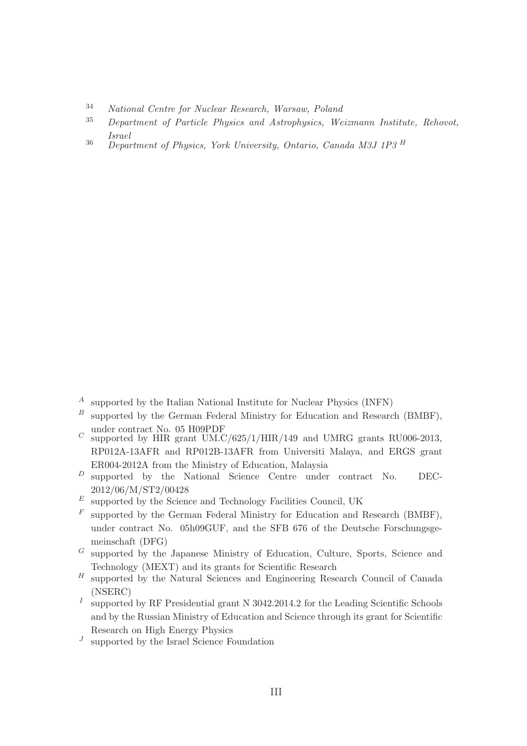[34] *National Centre for Nuclear Research, Warsaw, Poland*
[35] *Department of Particle Physics and Astrophysics, Weizmann Institute, Rehovot, Israel*
[36] *Department of Physics, York University, Ontario, Canada M3J 1P3* [H]

[A] supported by the Italian National Institute for Nuclear Physics (INFN)
[B] supported by the German Federal Ministry for Education and Research (BMBF), under contract No. 05 H09PDF
[C] supported by HIR grant UM.C/625/1/HIR/149 and UMRG grants RU006-2013, RP012A-13AFR and RP012B-13AFR from Universiti Malaya, and ERGS grant ER004-2012A from the Ministry of Education, Malaysia
[D] supported by the National Science Centre under contract No. DEC-2012/06/M/ST2/00428
[E] supported by the Science and Technology Facilities Council, UK
[F] supported by the German Federal Ministry for Education and Research (BMBF), under contract No. 05h09GUF, and the SFB 676 of the Deutsche Forschungsgemeinschaft (DFG)
[G] supported by the Japanese Ministry of Education, Culture, Sports, Science and Technology (MEXT) and its grants for Scientific Research
[H] supported by the Natural Sciences and Engineering Research Council of Canada (NSERC)
[I] supported by RF Presidential grant N 3042.2014.2 for the Leading Scientific Schools and by the Russian Ministry of Education and Science through its grant for Scientific Research on High Energy Physics
[J] supported by the Israel Science Foundation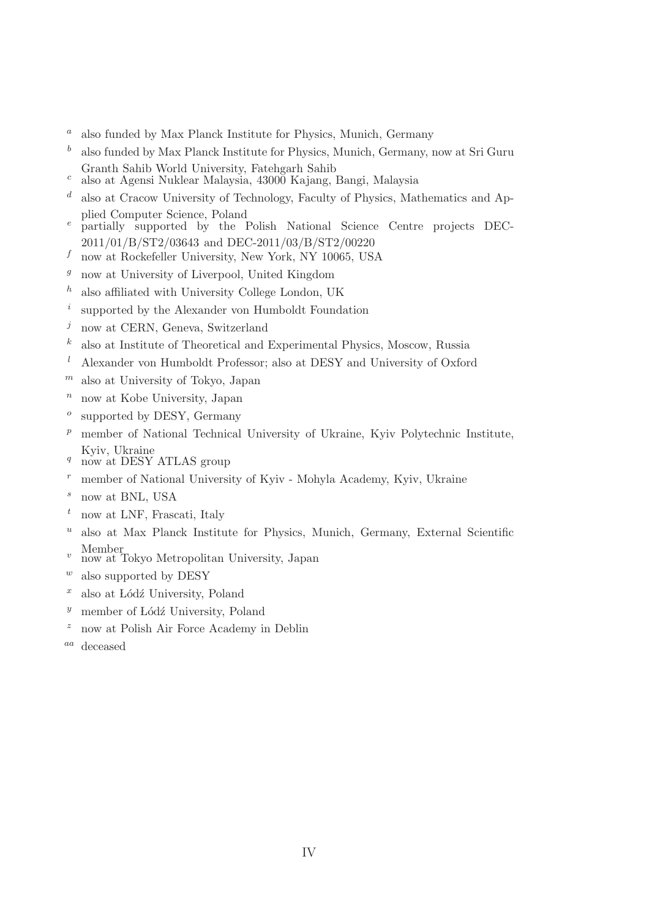[a] also funded by Max Planck Institute for Physics, Munich, Germany

[b] also funded by Max Planck Institute for Physics, Munich, Germany, now at Sri Guru Granth Sahib World University, Fatehgarh Sahib

[c] also at Agensi Nuklear Malaysia, 43000 Kajang, Bangi, Malaysia

[d] also at Cracow University of Technology, Faculty of Physics, Mathematics and Applied Computer Science, Poland

[e] partially supported by the Polish National Science Centre projects DEC-2011/01/B/ST2/03643 and DEC-2011/03/B/ST2/00220

[f] now at Rockefeller University, New York, NY 10065, USA

[g] now at University of Liverpool, United Kingdom

[h] also affiliated with University College London, UK

[i] supported by the Alexander von Humboldt Foundation

[j] now at CERN, Geneva, Switzerland

[k] also at Institute of Theoretical and Experimental Physics, Moscow, Russia

[l] Alexander von Humboldt Professor; also at DESY and University of Oxford

[m] also at University of Tokyo, Japan

[n] now at Kobe University, Japan

[o] supported by DESY, Germany

[p] member of National Technical University of Ukraine, Kyiv Polytechnic Institute, Kyiv, Ukraine

[q] now at DESY ATLAS group

[r] member of National University of Kyiv - Mohyla Academy, Kyiv, Ukraine

[s] now at BNL, USA

[t] now at LNF, Frascati, Italy

[u] also at Max Planck Institute for Physics, Munich, Germany, External Scientific Member

[v] now at Tokyo Metropolitan University, Japan

[w] also supported by DESY

[x] also at Łódź University, Poland

[y] member of Łódź University, Poland

[z] now at Polish Air Force Academy in Deblin

[aa] deceased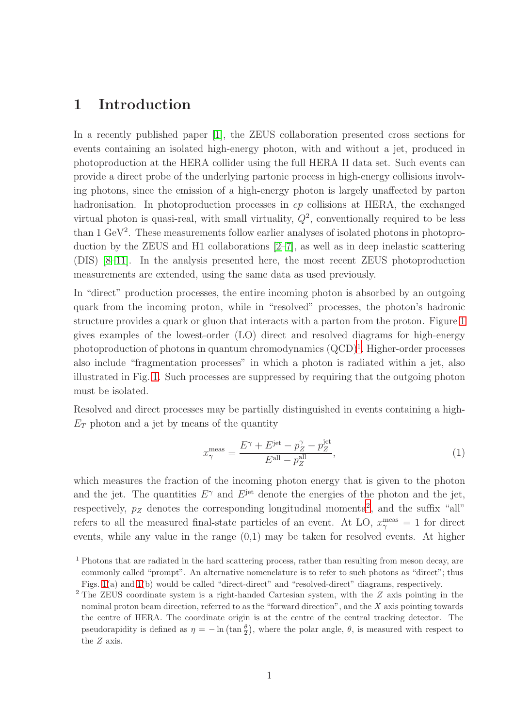# 1 Introduction

In a recently published paper [1], the ZEUS collaboration presented cross sections for events containing an isolated high-energy photon, with and without a jet, produced in photoproduction at the HERA collider using the full HERA II data set. Such events can provide a direct probe of the underlying partonic process in high-energy collisions involving photons, since the emission of a high-energy photon is largely unaffected by parton hadronisation. In photoproduction processes in $ep$ collisions at HERA, the exchanged virtual photon is quasi-real, with small virtuality, $Q^2$, conventionally required to be less than 1 GeV$^2$. These measurements follow earlier analyses of isolated photons in photoproduction by the ZEUS and H1 collaborations [2–7], as well as in deep inelastic scattering (DIS) [8–11]. In the analysis presented here, the most recent ZEUS photoproduction measurements are extended, using the same data as used previously.

In "direct" production processes, the entire incoming photon is absorbed by an outgoing quark from the incoming proton, while in "resolved" processes, the photon's hadronic structure provides a quark or gluon that interacts with a parton from the proton. Figure 1 gives examples of the lowest-order (LO) direct and resolved diagrams for high-energy photoproduction of photons in quantum chromodynamics (QCD)[1]. Higher-order processes also include "fragmentation processes" in which a photon is radiated within a jet, also illustrated in Fig. 1. Such processes are suppressed by requiring that the outgoing photon must be isolated.

Resolved and direct processes may be partially distinguished in events containing a high-$E_T$ photon and a jet by means of the quantity

$$x_\gamma^{\text{meas}} = \frac{E^\gamma + E^{\text{jet}} - p_Z^\gamma - p_Z^{\text{jet}}}{E^{\text{all}} - p_Z^{\text{all}}}, \tag{1}$$

which measures the fraction of the incoming photon energy that is given to the photon and the jet. The quantities $E^\gamma$ and $E^{\text{jet}}$ denote the energies of the photon and the jet, respectively, $p_Z$ denotes the corresponding longitudinal momenta[2], and the suffix "all" refers to all the measured final-state particles of an event. At LO, $x_\gamma^{\text{meas}} = 1$ for direct events, while any value in the range (0,1) may be taken for resolved events. At higher

[1] Photons that are radiated in the hard scattering process, rather than resulting from meson decay, are commonly called "prompt". An alternative nomenclature is to refer to such photons as "direct"; thus Figs. 1(a) and 1(b) would be called "direct-direct" and "resolved-direct" diagrams, respectively.

[2] The ZEUS coordinate system is a right-handed Cartesian system, with the $Z$ axis pointing in the nominal proton beam direction, referred to as the "forward direction", and the $X$ axis pointing towards the centre of HERA. The coordinate origin is at the centre of the central tracking detector. The pseudorapidity is defined as $\eta = -\ln\left(\tan\frac{\theta}{2}\right)$, where the polar angle, $\theta$, is measured with respect to the $Z$ axis.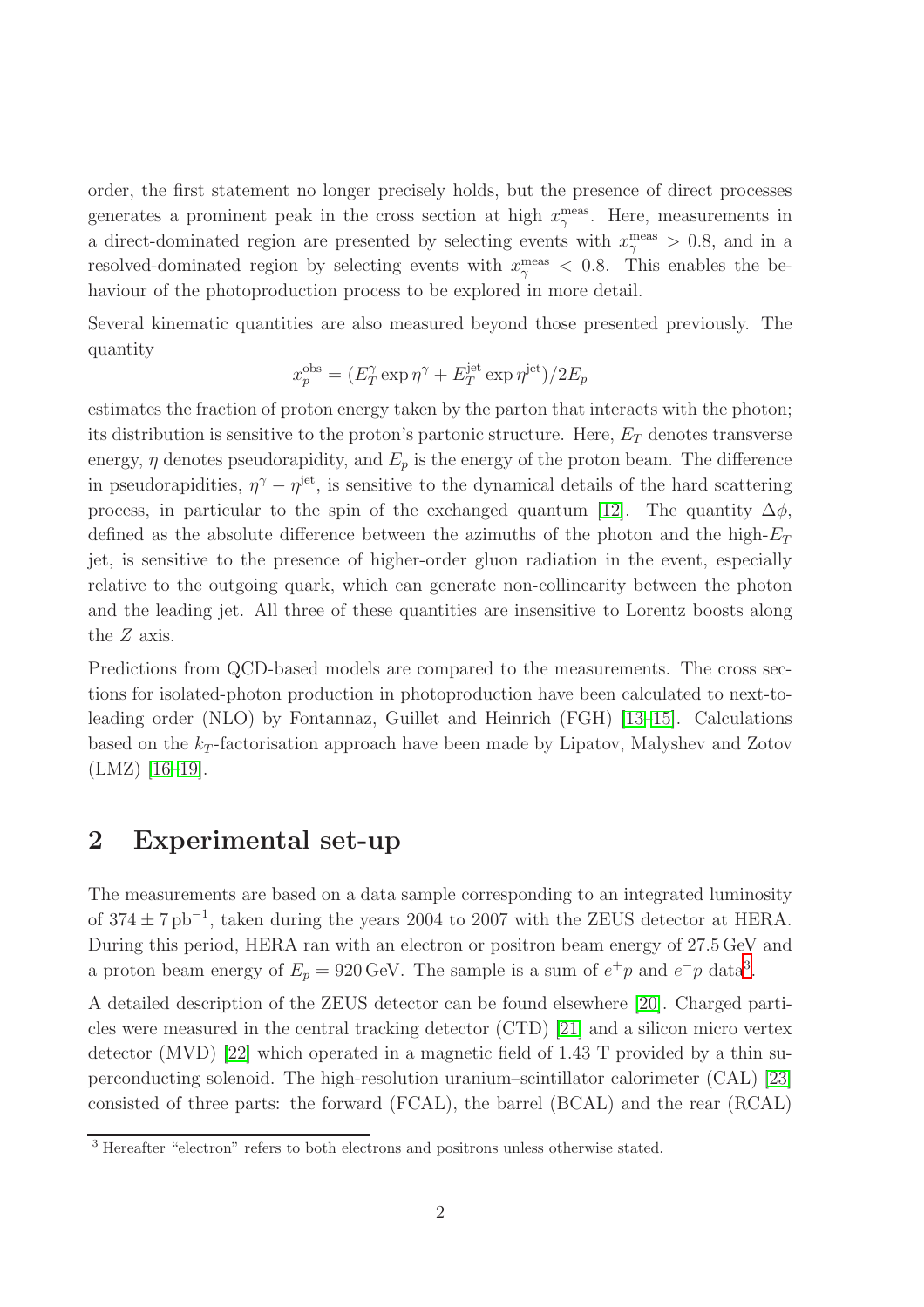order, the first statement no longer precisely holds, but the presence of direct processes generates a prominent peak in the cross section at high $x_\gamma^{\rm meas}$. Here, measurements in a direct-dominated region are presented by selecting events with $x_\gamma^{\rm meas} > 0.8$, and in a resolved-dominated region by selecting events with $x_\gamma^{\rm meas} < 0.8$. This enables the behaviour of the photoproduction process to be explored in more detail.

Several kinematic quantities are also measured beyond those presented previously. The quantity

$$x_p^{\rm obs} = (E_T^\gamma \exp \eta^\gamma + E_T^{\rm jet} \exp \eta^{\rm jet})/2E_p$$

estimates the fraction of proton energy taken by the parton that interacts with the photon; its distribution is sensitive to the proton's partonic structure. Here, $E_T$ denotes transverse energy, $\eta$ denotes pseudorapidity, and $E_p$ is the energy of the proton beam. The difference in pseudorapidities, $\eta^\gamma - \eta^{\rm jet}$, is sensitive to the dynamical details of the hard scattering process, in particular to the spin of the exchanged quantum [12]. The quantity $\Delta\phi$, defined as the absolute difference between the azimuths of the photon and the high-$E_T$ jet, is sensitive to the presence of higher-order gluon radiation in the event, especially relative to the outgoing quark, which can generate non-collinearity between the photon and the leading jet. All three of these quantities are insensitive to Lorentz boosts along the $Z$ axis.

Predictions from QCD-based models are compared to the measurements. The cross sections for isolated-photon production in photoproduction have been calculated to next-to-leading order (NLO) by Fontannaz, Guillet and Heinrich (FGH) [13–15]. Calculations based on the $k_T$-factorisation approach have been made by Lipatov, Malyshev and Zotov (LMZ) [16–19].

## 2 Experimental set-up

The measurements are based on a data sample corresponding to an integrated luminosity of $374 \pm 7\,\text{pb}^{-1}$, taken during the years 2004 to 2007 with the ZEUS detector at HERA. During this period, HERA ran with an electron or positron beam energy of 27.5 GeV and a proton beam energy of $E_p = 920$ GeV. The sample is a sum of $e^+p$ and $e^-p$ data[3].

A detailed description of the ZEUS detector can be found elsewhere [20]. Charged particles were measured in the central tracking detector (CTD) [21] and a silicon micro vertex detector (MVD) [22] which operated in a magnetic field of 1.43 T provided by a thin superconducting solenoid. The high-resolution uranium–scintillator calorimeter (CAL) [23] consisted of three parts: the forward (FCAL), the barrel (BCAL) and the rear (RCAL)

[3] Hereafter "electron" refers to both electrons and positrons unless otherwise stated.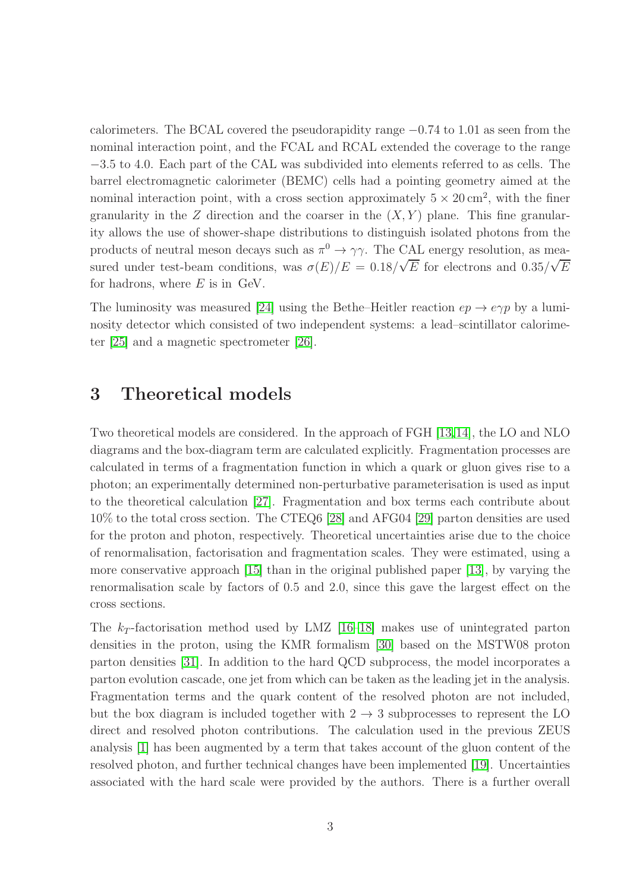calorimeters. The BCAL covered the pseudorapidity range $-0.74$ to 1.01 as seen from the nominal interaction point, and the FCAL and RCAL extended the coverage to the range $-3.5$ to 4.0. Each part of the CAL was subdivided into elements referred to as cells. The barrel electromagnetic calorimeter (BEMC) cells had a pointing geometry aimed at the nominal interaction point, with a cross section approximately $5 \times 20\,\text{cm}^2$, with the finer granularity in the $Z$ direction and the coarser in the $(X, Y)$ plane. This fine granularity allows the use of shower-shape distributions to distinguish isolated photons from the products of neutral meson decays such as $\pi^0 \to \gamma\gamma$. The CAL energy resolution, as measured under test-beam conditions, was $\sigma(E)/E = 0.18/\sqrt{E}$ for electrons and $0.35/\sqrt{E}$ for hadrons, where $E$ is in GeV.

The luminosity was measured [24] using the Bethe–Heitler reaction $ep \to e\gamma p$ by a luminosity detector which consisted of two independent systems: a lead–scintillator calorimeter [25] and a magnetic spectrometer [26].

## 3 Theoretical models

Two theoretical models are considered. In the approach of FGH [13,14], the LO and NLO diagrams and the box-diagram term are calculated explicitly. Fragmentation processes are calculated in terms of a fragmentation function in which a quark or gluon gives rise to a photon; an experimentally determined non-perturbative parameterisation is used as input to the theoretical calculation [27]. Fragmentation and box terms each contribute about 10% to the total cross section. The CTEQ6 [28] and AFG04 [29] parton densities are used for the proton and photon, respectively. Theoretical uncertainties arise due to the choice of renormalisation, factorisation and fragmentation scales. They were estimated, using a more conservative approach [15] than in the original published paper [13], by varying the renormalisation scale by factors of 0.5 and 2.0, since this gave the largest effect on the cross sections.

The $k_T$-factorisation method used by LMZ [16–18] makes use of unintegrated parton densities in the proton, using the KMR formalism [30] based on the MSTW08 proton parton densities [31]. In addition to the hard QCD subprocess, the model incorporates a parton evolution cascade, one jet from which can be taken as the leading jet in the analysis. Fragmentation terms and the quark content of the resolved photon are not included, but the box diagram is included together with $2 \to 3$ subprocesses to represent the LO direct and resolved photon contributions. The calculation used in the previous ZEUS analysis [1] has been augmented by a term that takes account of the gluon content of the resolved photon, and further technical changes have been implemented [19]. Uncertainties associated with the hard scale were provided by the authors. There is a further overall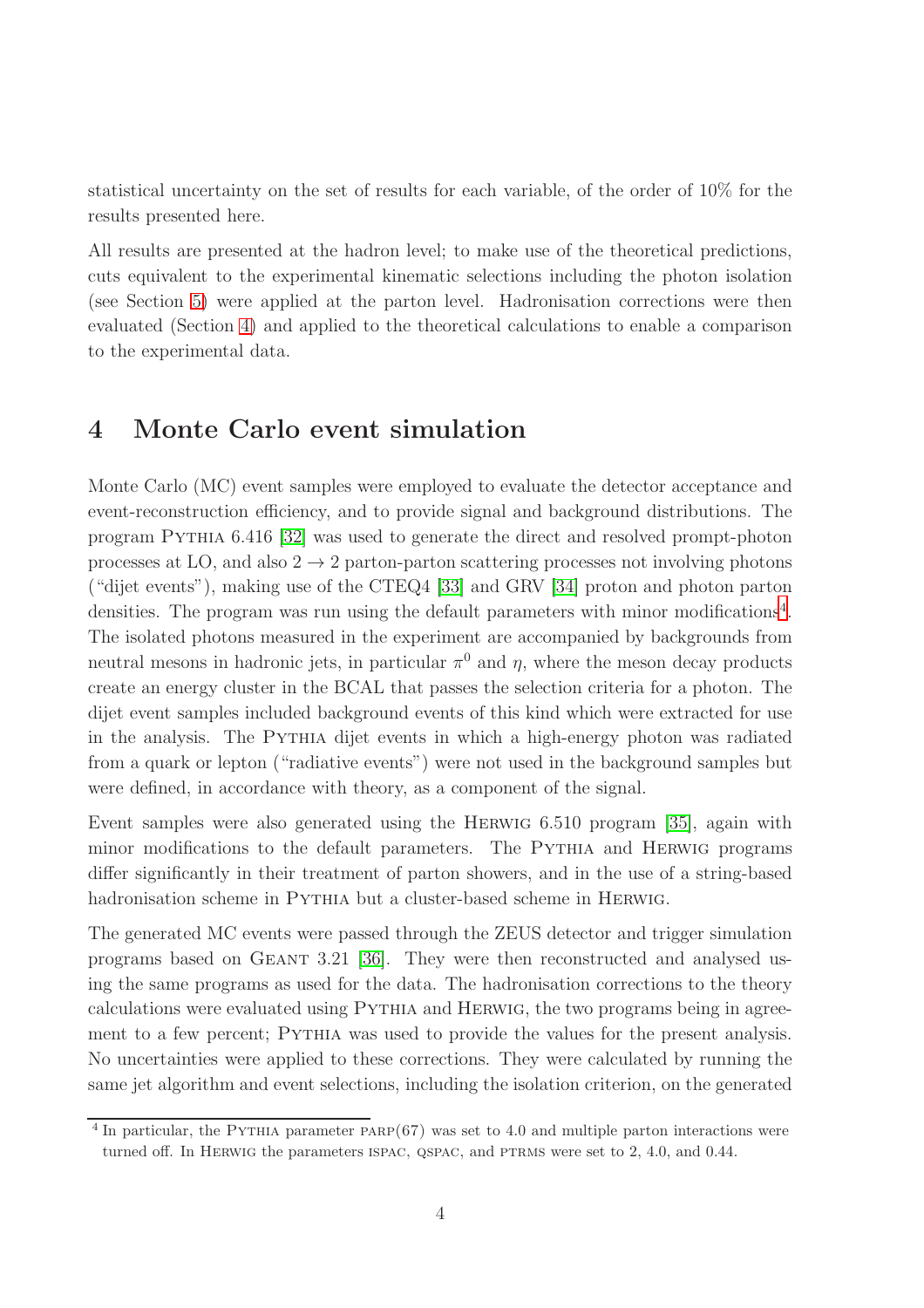statistical uncertainty on the set of results for each variable, of the order of 10% for the results presented here.

All results are presented at the hadron level; to make use of the theoretical predictions, cuts equivalent to the experimental kinematic selections including the photon isolation (see Section 5) were applied at the parton level. Hadronisation corrections were then evaluated (Section 4) and applied to the theoretical calculations to enable a comparison to the experimental data.

# 4 Monte Carlo event simulation

Monte Carlo (MC) event samples were employed to evaluate the detector acceptance and event-reconstruction efficiency, and to provide signal and background distributions. The program PYTHIA 6.416 [32] was used to generate the direct and resolved prompt-photon processes at LO, and also $2 \rightarrow 2$ parton-parton scattering processes not involving photons ("dijet events"), making use of the CTEQ4 [33] and GRV [34] proton and photon parton densities. The program was run using the default parameters with minor modifications[4]. The isolated photons measured in the experiment are accompanied by backgrounds from neutral mesons in hadronic jets, in particular $\pi^0$ and $\eta$, where the meson decay products create an energy cluster in the BCAL that passes the selection criteria for a photon. The dijet event samples included background events of this kind which were extracted for use in the analysis. The PYTHIA dijet events in which a high-energy photon was radiated from a quark or lepton ("radiative events") were not used in the background samples but were defined, in accordance with theory, as a component of the signal.

Event samples were also generated using the HERWIG 6.510 program [35], again with minor modifications to the default parameters. The PYTHIA and HERWIG programs differ significantly in their treatment of parton showers, and in the use of a string-based hadronisation scheme in PYTHIA but a cluster-based scheme in HERWIG.

The generated MC events were passed through the ZEUS detector and trigger simulation programs based on GEANT 3.21 [36]. They were then reconstructed and analysed using the same programs as used for the data. The hadronisation corrections to the theory calculations were evaluated using PYTHIA and HERWIG, the two programs being in agreement to a few percent; PYTHIA was used to provide the values for the present analysis. No uncertainties were applied to these corrections. They were calculated by running the same jet algorithm and event selections, including the isolation criterion, on the generated

[4] In particular, the PYTHIA parameter PARP(67) was set to 4.0 and multiple parton interactions were turned off. In HERWIG the parameters ISPAC, QSPAC, and PTRMS were set to 2, 4.0, and 0.44.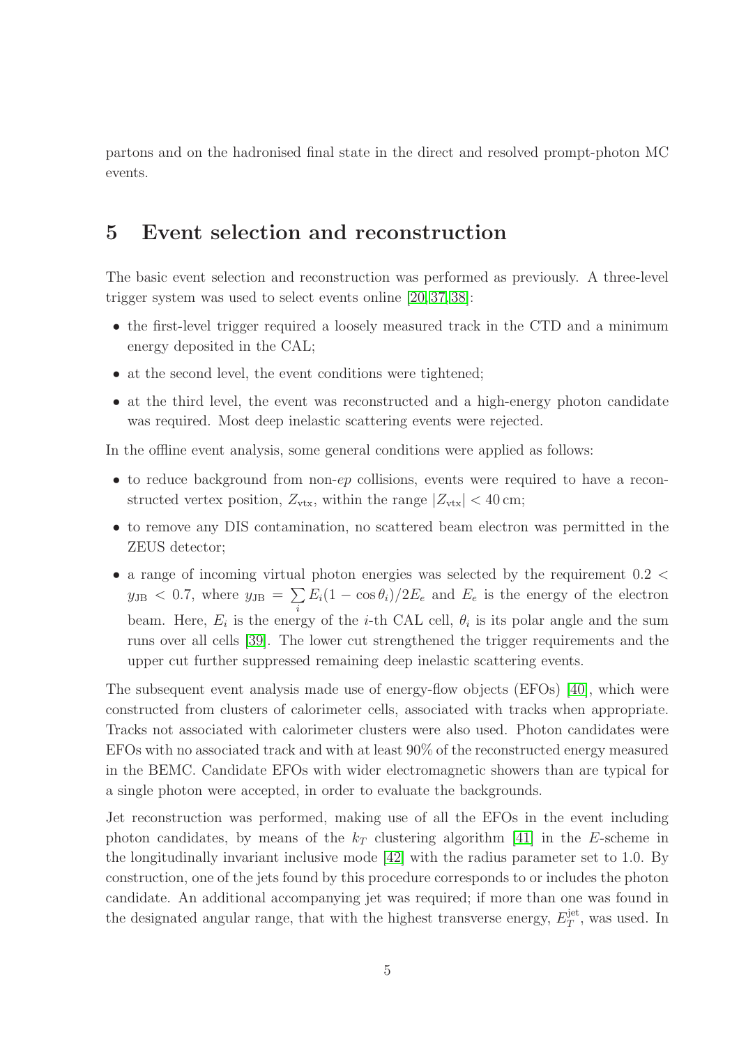partons and on the hadronised final state in the direct and resolved prompt-photon MC events.

## 5 Event selection and reconstruction

The basic event selection and reconstruction was performed as previously. A three-level trigger system was used to select events online [20,37,38]:

- the first-level trigger required a loosely measured track in the CTD and a minimum energy deposited in the CAL;
- at the second level, the event conditions were tightened;
- at the third level, the event was reconstructed and a high-energy photon candidate was required. Most deep inelastic scattering events were rejected.

In the offline event analysis, some general conditions were applied as follows:

- to reduce background from non-$ep$ collisions, events were required to have a reconstructed vertex position, $Z_{\mathrm{vtx}}$, within the range $|Z_{\mathrm{vtx}}| < 40\,\mathrm{cm}$;
- to remove any DIS contamination, no scattered beam electron was permitted in the ZEUS detector;
- a range of incoming virtual photon energies was selected by the requirement $0.2 < y_{\mathrm{JB}} < 0.7$, where $y_{\mathrm{JB}} = \sum_i E_i(1 - \cos\theta_i)/2E_e$ and $E_e$ is the energy of the electron beam. Here, $E_i$ is the energy of the $i$-th CAL cell, $\theta_i$ is its polar angle and the sum runs over all cells [39]. The lower cut strengthened the trigger requirements and the upper cut further suppressed remaining deep inelastic scattering events.

The subsequent event analysis made use of energy-flow objects (EFOs) [40], which were constructed from clusters of calorimeter cells, associated with tracks when appropriate. Tracks not associated with calorimeter clusters were also used. Photon candidates were EFOs with no associated track and with at least 90% of the reconstructed energy measured in the BEMC. Candidate EFOs with wider electromagnetic showers than are typical for a single photon were accepted, in order to evaluate the backgrounds.

Jet reconstruction was performed, making use of all the EFOs in the event including photon candidates, by means of the $k_T$ clustering algorithm [41] in the $E$-scheme in the longitudinally invariant inclusive mode [42] with the radius parameter set to 1.0. By construction, one of the jets found by this procedure corresponds to or includes the photon candidate. An additional accompanying jet was required; if more than one was found in the designated angular range, that with the highest transverse energy, $E_T^{\mathrm{jet}}$, was used. In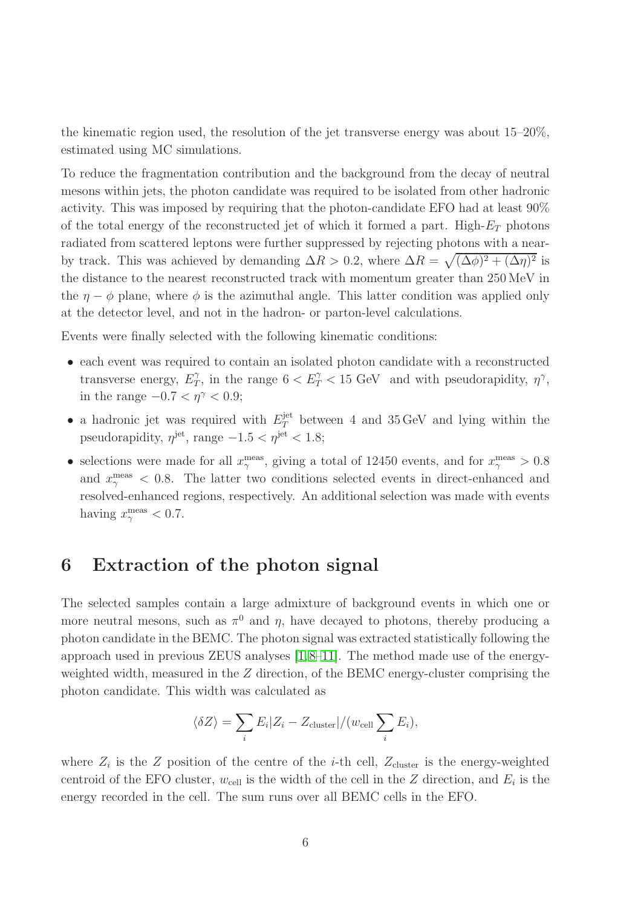the kinematic region used, the resolution of the jet transverse energy was about 15–20%, estimated using MC simulations.

To reduce the fragmentation contribution and the background from the decay of neutral mesons within jets, the photon candidate was required to be isolated from other hadronic activity. This was imposed by requiring that the photon-candidate EFO had at least 90% of the total energy of the reconstructed jet of which it formed a part. High-$E_T$ photons radiated from scattered leptons were further suppressed by rejecting photons with a nearby track. This was achieved by demanding $\Delta R > 0.2$, where $\Delta R = \sqrt{(\Delta\phi)^2 + (\Delta\eta)^2}$ is the distance to the nearest reconstructed track with momentum greater than 250 MeV in the $\eta - \phi$ plane, where $\phi$ is the azimuthal angle. This latter condition was applied only at the detector level, and not in the hadron- or parton-level calculations.

Events were finally selected with the following kinematic conditions:

- each event was required to contain an isolated photon candidate with a reconstructed transverse energy, $E_T^{\gamma}$, in the range $6 < E_T^{\gamma} < 15$ GeV and with pseudorapidity, $\eta^{\gamma}$, in the range $-0.7 < \eta^{\gamma} < 0.9$;
- a hadronic jet was required with $E_T^{\rm jet}$ between 4 and 35 GeV and lying within the pseudorapidity, $\eta^{\rm jet}$, range $-1.5 < \eta^{\rm jet} < 1.8$;
- selections were made for all $x_{\gamma}^{\rm meas}$, giving a total of 12450 events, and for $x_{\gamma}^{\rm meas} > 0.8$ and $x_{\gamma}^{\rm meas} < 0.8$. The latter two conditions selected events in direct-enhanced and resolved-enhanced regions, respectively. An additional selection was made with events having $x_{\gamma}^{\rm meas} < 0.7$.

# 6 Extraction of the photon signal

The selected samples contain a large admixture of background events in which one or more neutral mesons, such as $\pi^0$ and $\eta$, have decayed to photons, thereby producing a photon candidate in the BEMC. The photon signal was extracted statistically following the approach used in previous ZEUS analyses [1,8–11]. The method made use of the energy-weighted width, measured in the $Z$ direction, of the BEMC energy-cluster comprising the photon candidate. This width was calculated as

$$\langle \delta Z \rangle = \sum_i E_i |Z_i - Z_{\rm cluster}| / (w_{\rm cell} \sum_i E_i),$$

where $Z_i$ is the $Z$ position of the centre of the $i$-th cell, $Z_{\rm cluster}$ is the energy-weighted centroid of the EFO cluster, $w_{\rm cell}$ is the width of the cell in the $Z$ direction, and $E_i$ is the energy recorded in the cell. The sum runs over all BEMC cells in the EFO.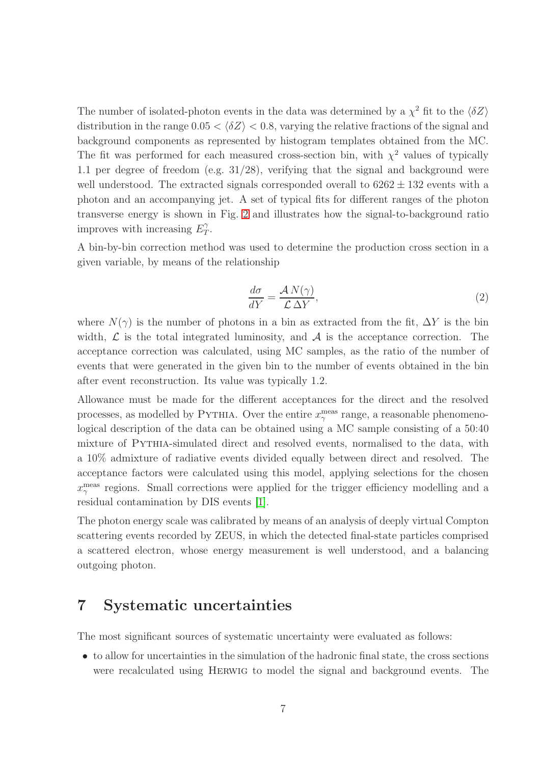The number of isolated-photon events in the data was determined by a $\chi^2$ fit to the $\langle \delta Z \rangle$ distribution in the range $0.05 < \langle \delta Z \rangle < 0.8$, varying the relative fractions of the signal and background components as represented by histogram templates obtained from the MC. The fit was performed for each measured cross-section bin, with $\chi^2$ values of typically 1.1 per degree of freedom (e.g. 31/28), verifying that the signal and background were well understood. The extracted signals corresponded overall to $6262 \pm 132$ events with a photon and an accompanying jet. A set of typical fits for different ranges of the photon transverse energy is shown in Fig. 2 and illustrates how the signal-to-background ratio improves with increasing $E_T^{\gamma}$.

A bin-by-bin correction method was used to determine the production cross section in a given variable, by means of the relationship

$$\frac{d\sigma}{dY} = \frac{\mathcal{A}\, N(\gamma)}{\mathcal{L}\, \Delta Y}, \tag{2}$$

where $N(\gamma)$ is the number of photons in a bin as extracted from the fit, $\Delta Y$ is the bin width, $\mathcal{L}$ is the total integrated luminosity, and $\mathcal{A}$ is the acceptance correction. The acceptance correction was calculated, using MC samples, as the ratio of the number of events that were generated in the given bin to the number of events obtained in the bin after event reconstruction. Its value was typically 1.2.

Allowance must be made for the different acceptances for the direct and the resolved processes, as modelled by Pythia. Over the entire $x_{\gamma}^{\rm meas}$ range, a reasonable phenomenological description of the data can be obtained using a MC sample consisting of a 50:40 mixture of Pythia-simulated direct and resolved events, normalised to the data, with a 10% admixture of radiative events divided equally between direct and resolved. The acceptance factors were calculated using this model, applying selections for the chosen $x_{\gamma}^{\rm meas}$ regions. Small corrections were applied for the trigger efficiency modelling and a residual contamination by DIS events [1].

The photon energy scale was calibrated by means of an analysis of deeply virtual Compton scattering events recorded by ZEUS, in which the detected final-state particles comprised a scattered electron, whose energy measurement is well understood, and a balancing outgoing photon.

# 7 Systematic uncertainties

The most significant sources of systematic uncertainty were evaluated as follows:

- to allow for uncertainties in the simulation of the hadronic final state, the cross sections were recalculated using Herwig to model the signal and background events. The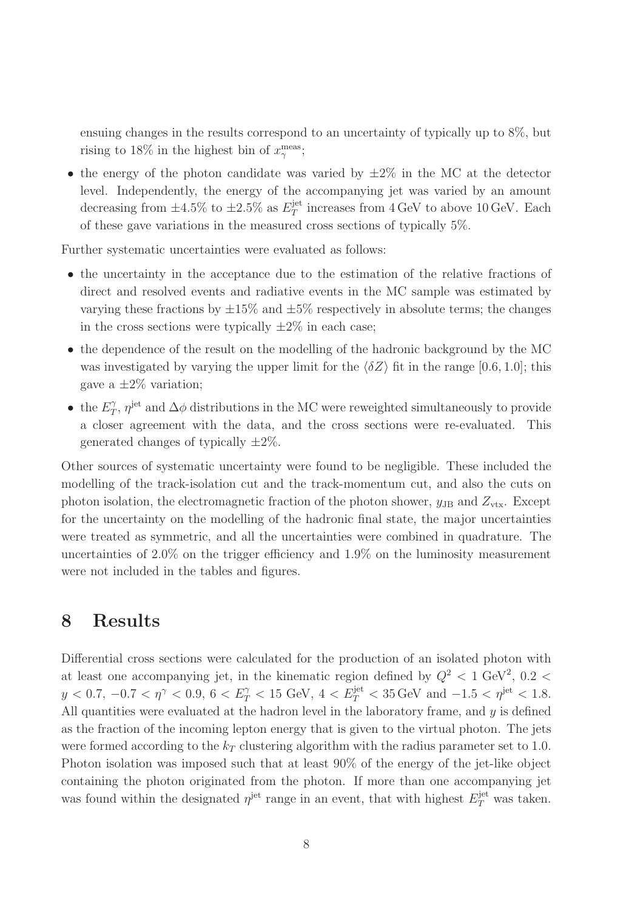ensuing changes in the results correspond to an uncertainty of typically up to 8%, but rising to 18% in the highest bin of $x_\gamma^{\rm meas}$;

- the energy of the photon candidate was varied by $\pm 2\%$ in the MC at the detector level. Independently, the energy of the accompanying jet was varied by an amount decreasing from $\pm 4.5\%$ to $\pm 2.5\%$ as $E_T^{\rm jet}$ increases from 4 GeV to above 10 GeV. Each of these gave variations in the measured cross sections of typically 5%.

Further systematic uncertainties were evaluated as follows:

- the uncertainty in the acceptance due to the estimation of the relative fractions of direct and resolved events and radiative events in the MC sample was estimated by varying these fractions by $\pm 15\%$ and $\pm 5\%$ respectively in absolute terms; the changes in the cross sections were typically $\pm 2\%$ in each case;
- the dependence of the result on the modelling of the hadronic background by the MC was investigated by varying the upper limit for the $\langle \delta Z \rangle$ fit in the range $[0.6, 1.0]$; this gave a $\pm 2\%$ variation;
- the $E_T^\gamma$, $\eta^{\rm jet}$ and $\Delta\phi$ distributions in the MC were reweighted simultaneously to provide a closer agreement with the data, and the cross sections were re-evaluated. This generated changes of typically $\pm 2\%$.

Other sources of systematic uncertainty were found to be negligible. These included the modelling of the track-isolation cut and the track-momentum cut, and also the cuts on photon isolation, the electromagnetic fraction of the photon shower, $y_{\rm JB}$ and $Z_{\rm vtx}$. Except for the uncertainty on the modelling of the hadronic final state, the major uncertainties were treated as symmetric, and all the uncertainties were combined in quadrature. The uncertainties of 2.0% on the trigger efficiency and 1.9% on the luminosity measurement were not included in the tables and figures.

# 8 Results

Differential cross sections were calculated for the production of an isolated photon with at least one accompanying jet, in the kinematic region defined by $Q^2 < 1$ GeV$^2$, $0.2 < y < 0.7$, $-0.7 < \eta^\gamma < 0.9$, $6 < E_T^\gamma < 15$ GeV, $4 < E_T^{\rm jet} < 35$ GeV and $-1.5 < \eta^{\rm jet} < 1.8$. All quantities were evaluated at the hadron level in the laboratory frame, and $y$ is defined as the fraction of the incoming lepton energy that is given to the virtual photon. The jets were formed according to the $k_T$ clustering algorithm with the radius parameter set to 1.0. Photon isolation was imposed such that at least 90% of the energy of the jet-like object containing the photon originated from the photon. If more than one accompanying jet was found within the designated $\eta^{\rm jet}$ range in an event, that with highest $E_T^{\rm jet}$ was taken.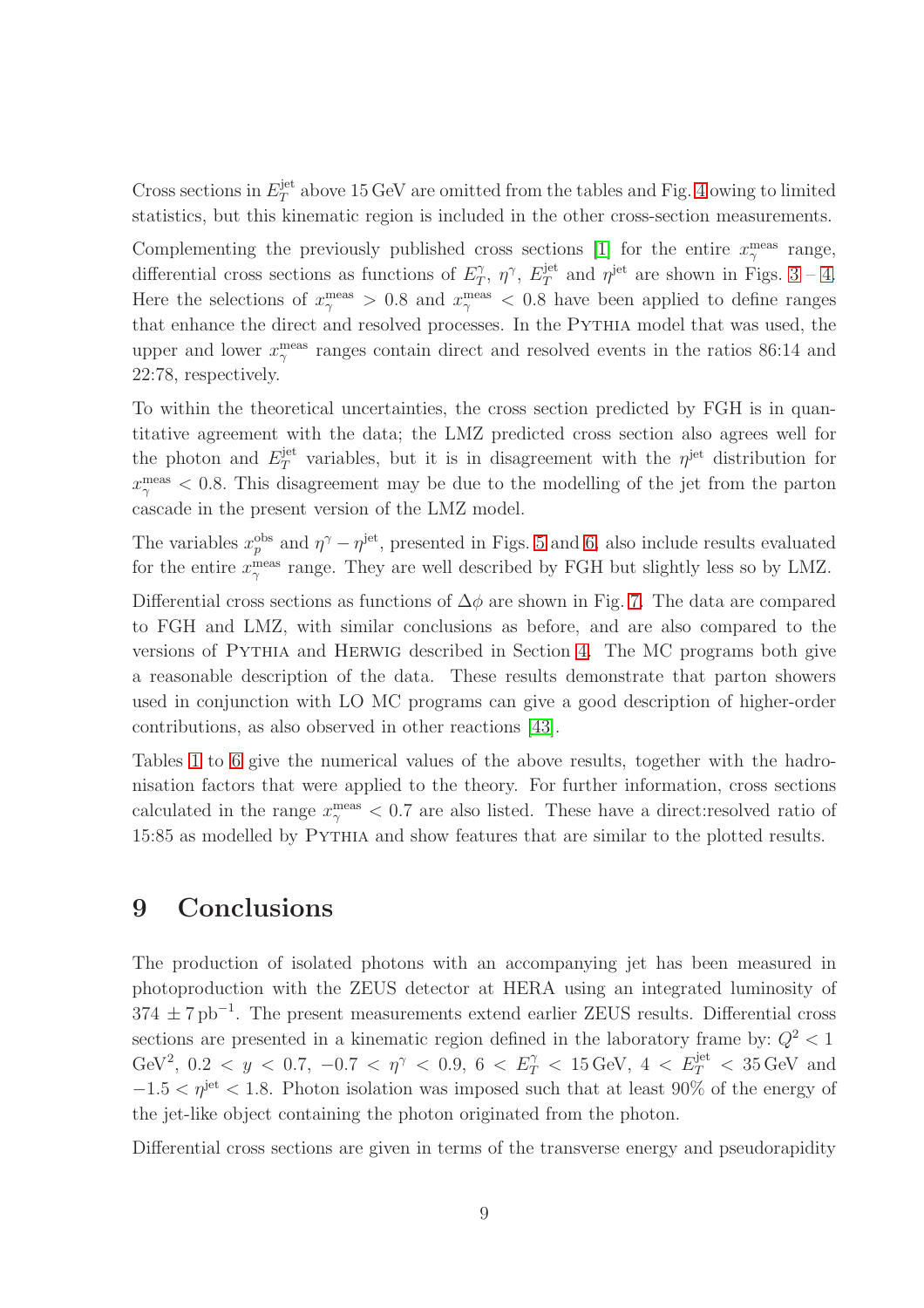Cross sections in $E_T^{\rm jet}$ above 15 GeV are omitted from the tables and Fig. 4 owing to limited statistics, but this kinematic region is included in the other cross-section measurements.

Complementing the previously published cross sections [1] for the entire $x_\gamma^{\rm meas}$ range, differential cross sections as functions of $E_T^\gamma$, $\eta^\gamma$, $E_T^{\rm jet}$ and $\eta^{\rm jet}$ are shown in Figs. 3 – 4. Here the selections of $x_\gamma^{\rm meas} > 0.8$ and $x_\gamma^{\rm meas} < 0.8$ have been applied to define ranges that enhance the direct and resolved processes. In the PYTHIA model that was used, the upper and lower $x_\gamma^{\rm meas}$ ranges contain direct and resolved events in the ratios 86:14 and 22:78, respectively.

To within the theoretical uncertainties, the cross section predicted by FGH is in quantitative agreement with the data; the LMZ predicted cross section also agrees well for the photon and $E_T^{\rm jet}$ variables, but it is in disagreement with the $\eta^{\rm jet}$ distribution for $x_\gamma^{\rm meas} < 0.8$. This disagreement may be due to the modelling of the jet from the parton cascade in the present version of the LMZ model.

The variables $x_p^{\rm obs}$ and $\eta^\gamma - \eta^{\rm jet}$, presented in Figs. 5 and 6, also include results evaluated for the entire $x_\gamma^{\rm meas}$ range. They are well described by FGH but slightly less so by LMZ.

Differential cross sections as functions of $\Delta\phi$ are shown in Fig. 7. The data are compared to FGH and LMZ, with similar conclusions as before, and are also compared to the versions of PYTHIA and HERWIG described in Section 4. The MC programs both give a reasonable description of the data. These results demonstrate that parton showers used in conjunction with LO MC programs can give a good description of higher-order contributions, as also observed in other reactions [43].

Tables 1 to 6 give the numerical values of the above results, together with the hadronisation factors that were applied to the theory. For further information, cross sections calculated in the range $x_\gamma^{\rm meas} < 0.7$ are also listed. These have a direct:resolved ratio of 15:85 as modelled by PYTHIA and show features that are similar to the plotted results.

## 9 Conclusions

The production of isolated photons with an accompanying jet has been measured in photoproduction with the ZEUS detector at HERA using an integrated luminosity of $374 \pm 7\,\rm pb^{-1}$. The present measurements extend earlier ZEUS results. Differential cross sections are presented in a kinematic region defined in the laboratory frame by: $Q^2 < 1$ GeV$^2$, $0.2 < y < 0.7$, $-0.7 < \eta^\gamma < 0.9$, $6 < E_T^\gamma < 15\,$GeV, $4 < E_T^{\rm jet} < 35\,$GeV and $-1.5 < \eta^{\rm jet} < 1.8$. Photon isolation was imposed such that at least 90% of the energy of the jet-like object containing the photon originated from the photon.

Differential cross sections are given in terms of the transverse energy and pseudorapidity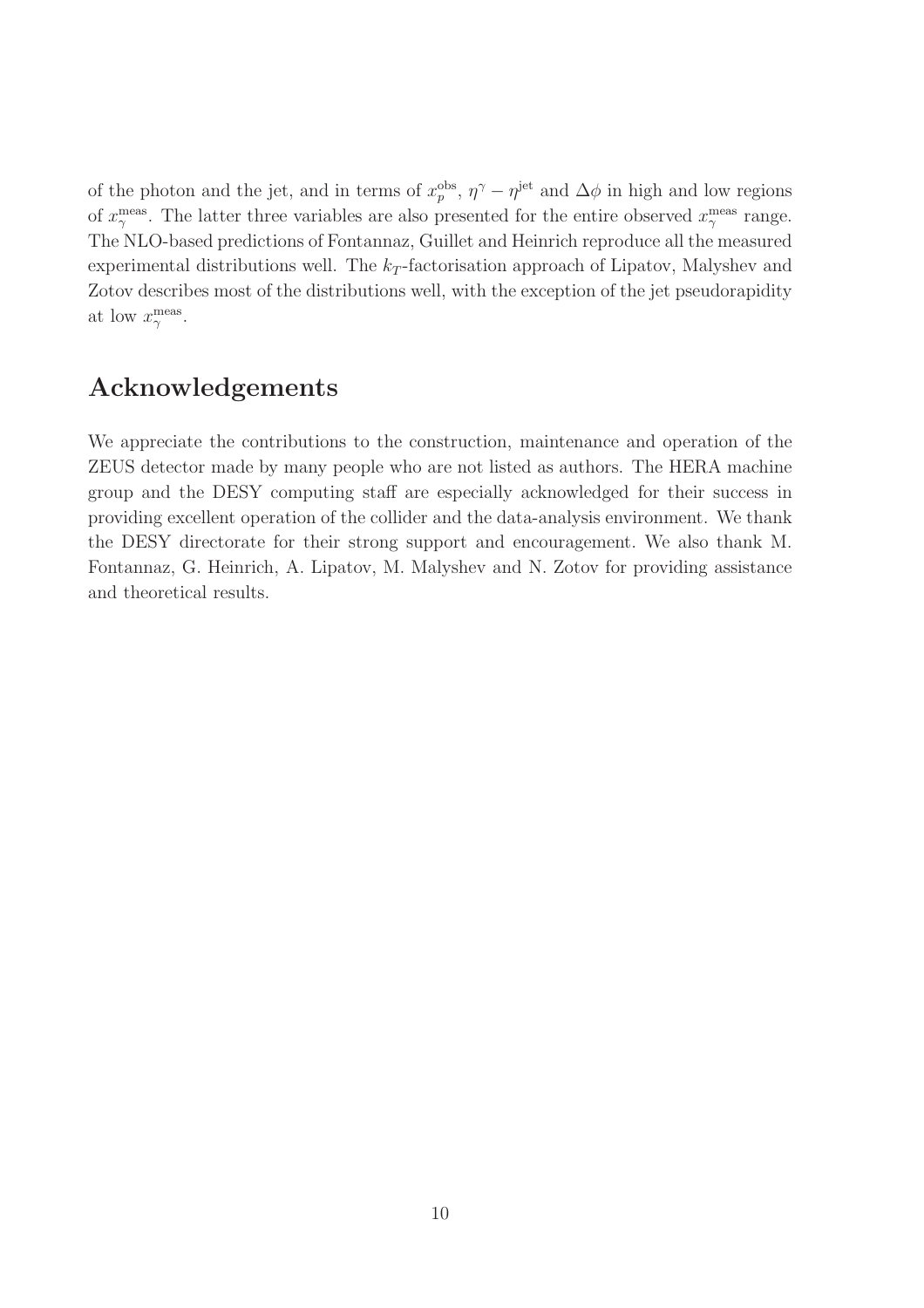of the photon and the jet, and in terms of $x_p^{\mathrm{obs}}$, $\eta^{\gamma} - \eta^{\mathrm{jet}}$ and $\Delta\phi$ in high and low regions of $x_{\gamma}^{\mathrm{meas}}$. The latter three variables are also presented for the entire observed $x_{\gamma}^{\mathrm{meas}}$ range. The NLO-based predictions of Fontannaz, Guillet and Heinrich reproduce all the measured experimental distributions well. The $k_T$-factorisation approach of Lipatov, Malyshev and Zotov describes most of the distributions well, with the exception of the jet pseudorapidity at low $x_{\gamma}^{\mathrm{meas}}$.

## Acknowledgements

We appreciate the contributions to the construction, maintenance and operation of the ZEUS detector made by many people who are not listed as authors. The HERA machine group and the DESY computing staff are especially acknowledged for their success in providing excellent operation of the collider and the data-analysis environment. We thank the DESY directorate for their strong support and encouragement. We also thank M. Fontannaz, G. Heinrich, A. Lipatov, M. Malyshev and N. Zotov for providing assistance and theoretical results.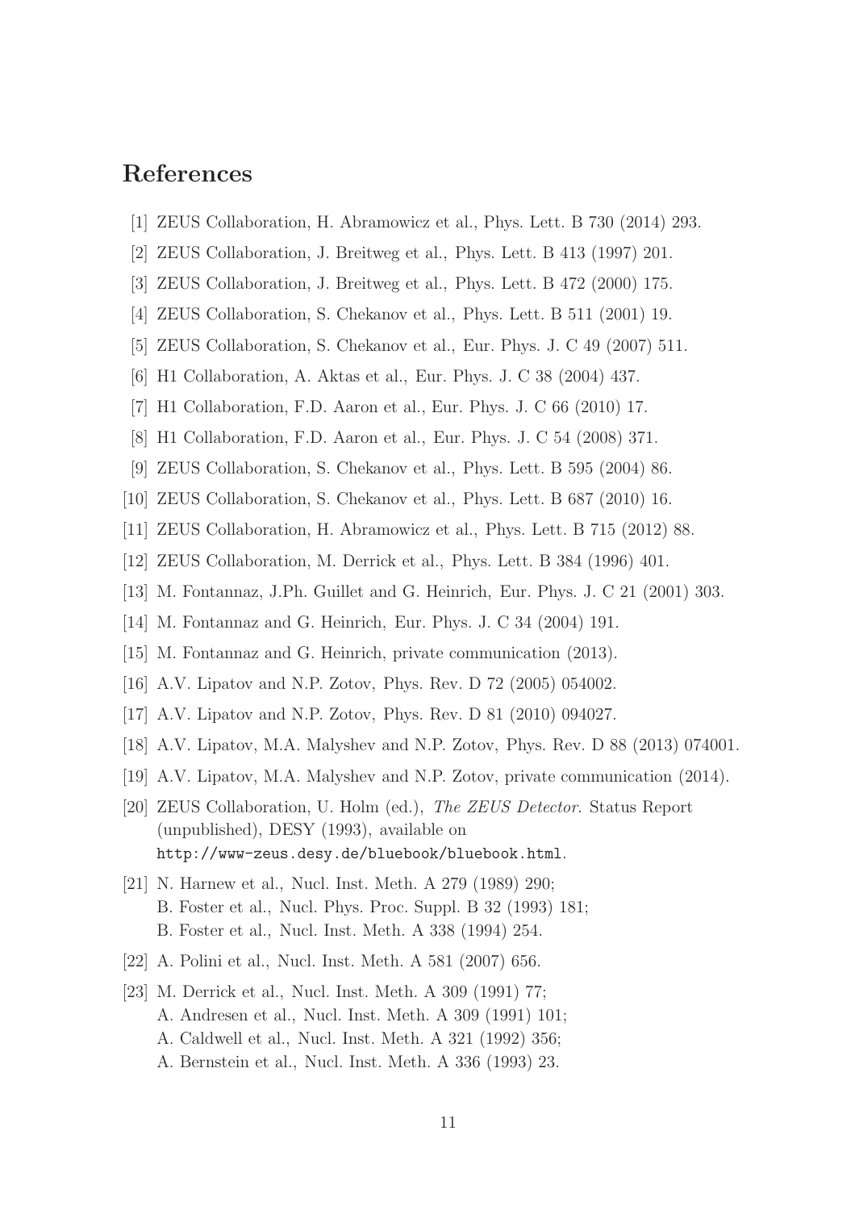## References

[1] ZEUS Collaboration, H. Abramowicz et al., Phys. Lett. B 730 (2014) 293.

[2] ZEUS Collaboration, J. Breitweg et al., Phys. Lett. B 413 (1997) 201.

[3] ZEUS Collaboration, J. Breitweg et al., Phys. Lett. B 472 (2000) 175.

[4] ZEUS Collaboration, S. Chekanov et al., Phys. Lett. B 511 (2001) 19.

[5] ZEUS Collaboration, S. Chekanov et al., Eur. Phys. J. C 49 (2007) 511.

[6] H1 Collaboration, A. Aktas et al., Eur. Phys. J. C 38 (2004) 437.

[7] H1 Collaboration, F.D. Aaron et al., Eur. Phys. J. C 66 (2010) 17.

[8] H1 Collaboration, F.D. Aaron et al., Eur. Phys. J. C 54 (2008) 371.

[9] ZEUS Collaboration, S. Chekanov et al., Phys. Lett. B 595 (2004) 86.

[10] ZEUS Collaboration, S. Chekanov et al., Phys. Lett. B 687 (2010) 16.

[11] ZEUS Collaboration, H. Abramowicz et al., Phys. Lett. B 715 (2012) 88.

[12] ZEUS Collaboration, M. Derrick et al., Phys. Lett. B 384 (1996) 401.

[13] M. Fontannaz, J.Ph. Guillet and G. Heinrich, Eur. Phys. J. C 21 (2001) 303.

[14] M. Fontannaz and G. Heinrich, Eur. Phys. J. C 34 (2004) 191.

[15] M. Fontannaz and G. Heinrich, private communication (2013).

[16] A.V. Lipatov and N.P. Zotov, Phys. Rev. D 72 (2005) 054002.

[17] A.V. Lipatov and N.P. Zotov, Phys. Rev. D 81 (2010) 094027.

[18] A.V. Lipatov, M.A. Malyshev and N.P. Zotov, Phys. Rev. D 88 (2013) 074001.

[19] A.V. Lipatov, M.A. Malyshev and N.P. Zotov, private communication (2014).

[20] ZEUS Collaboration, U. Holm (ed.), *The ZEUS Detector*. Status Report (unpublished), DESY (1993), available on `http://www-zeus.desy.de/bluebook/bluebook.html`.

[21] N. Harnew et al., Nucl. Inst. Meth. A 279 (1989) 290;
B. Foster et al., Nucl. Phys. Proc. Suppl. B 32 (1993) 181;
B. Foster et al., Nucl. Inst. Meth. A 338 (1994) 254.

[22] A. Polini et al., Nucl. Inst. Meth. A 581 (2007) 656.

[23] M. Derrick et al., Nucl. Inst. Meth. A 309 (1991) 77;
A. Andresen et al., Nucl. Inst. Meth. A 309 (1991) 101;
A. Caldwell et al., Nucl. Inst. Meth. A 321 (1992) 356;
A. Bernstein et al., Nucl. Inst. Meth. A 336 (1993) 23.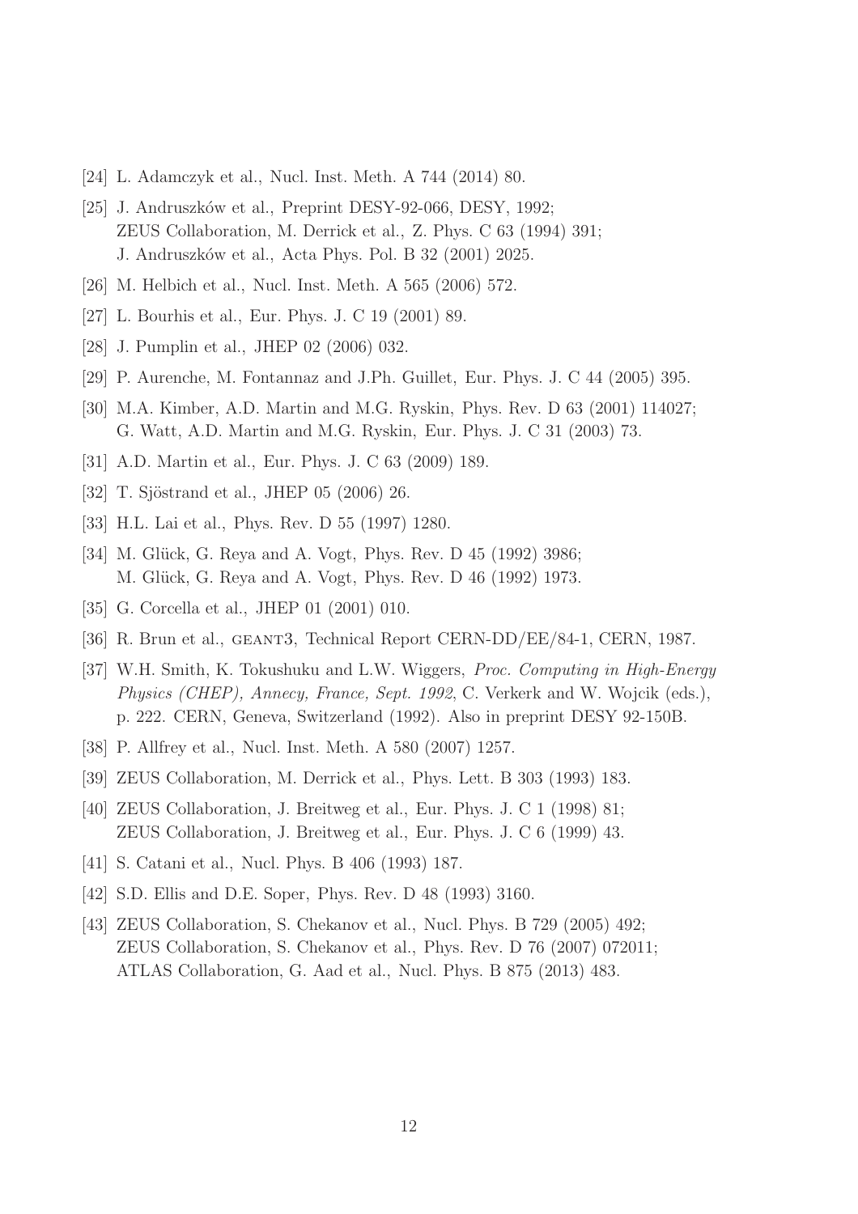[24] L. Adamczyk et al., Nucl. Inst. Meth. A 744 (2014) 80.

[25] J. Andruszków et al., Preprint DESY-92-066, DESY, 1992;
ZEUS Collaboration, M. Derrick et al., Z. Phys. C 63 (1994) 391;
J. Andruszków et al., Acta Phys. Pol. B 32 (2001) 2025.

[26] M. Helbich et al., Nucl. Inst. Meth. A 565 (2006) 572.

[27] L. Bourhis et al., Eur. Phys. J. C 19 (2001) 89.

[28] J. Pumplin et al., JHEP 02 (2006) 032.

[29] P. Aurenche, M. Fontannaz and J.Ph. Guillet, Eur. Phys. J. C 44 (2005) 395.

[30] M.A. Kimber, A.D. Martin and M.G. Ryskin, Phys. Rev. D 63 (2001) 114027;
G. Watt, A.D. Martin and M.G. Ryskin, Eur. Phys. J. C 31 (2003) 73.

[31] A.D. Martin et al., Eur. Phys. J. C 63 (2009) 189.

[32] T. Sjöstrand et al., JHEP 05 (2006) 26.

[33] H.L. Lai et al., Phys. Rev. D 55 (1997) 1280.

[34] M. Glück, G. Reya and A. Vogt, Phys. Rev. D 45 (1992) 3986;
M. Glück, G. Reya and A. Vogt, Phys. Rev. D 46 (1992) 1973.

[35] G. Corcella et al., JHEP 01 (2001) 010.

[36] R. Brun et al., GEANT3, Technical Report CERN-DD/EE/84-1, CERN, 1987.

[37] W.H. Smith, K. Tokushuku and L.W. Wiggers, *Proc. Computing in High-Energy Physics (CHEP), Annecy, France, Sept. 1992*, C. Verkerk and W. Wojcik (eds.), p. 222. CERN, Geneva, Switzerland (1992). Also in preprint DESY 92-150B.

[38] P. Allfrey et al., Nucl. Inst. Meth. A 580 (2007) 1257.

[39] ZEUS Collaboration, M. Derrick et al., Phys. Lett. B 303 (1993) 183.

[40] ZEUS Collaboration, J. Breitweg et al., Eur. Phys. J. C 1 (1998) 81;
ZEUS Collaboration, J. Breitweg et al., Eur. Phys. J. C 6 (1999) 43.

[41] S. Catani et al., Nucl. Phys. B 406 (1993) 187.

[42] S.D. Ellis and D.E. Soper, Phys. Rev. D 48 (1993) 3160.

[43] ZEUS Collaboration, S. Chekanov et al., Nucl. Phys. B 729 (2005) 492;
ZEUS Collaboration, S. Chekanov et al., Phys. Rev. D 76 (2007) 072011;
ATLAS Collaboration, G. Aad et al., Nucl. Phys. B 875 (2013) 483.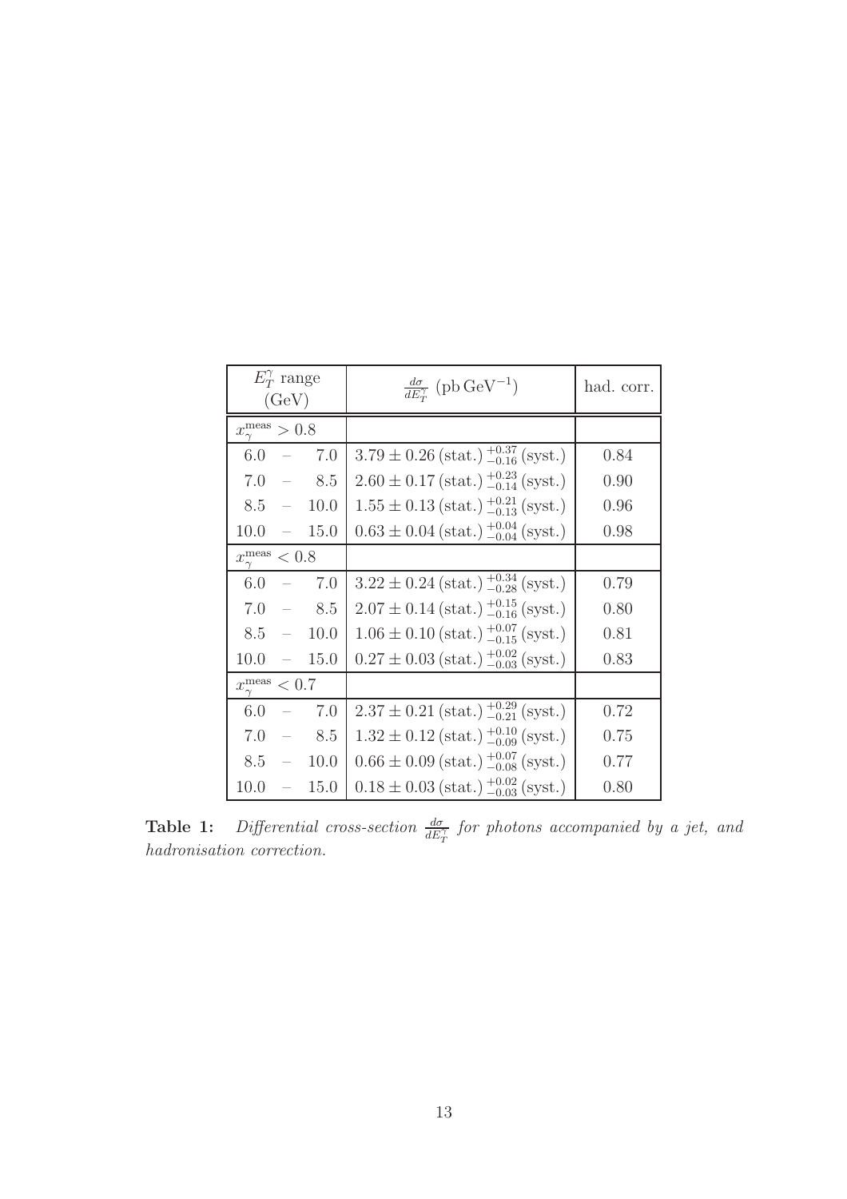| $E_T^\gamma$ range (GeV) | $\frac{d\sigma}{dE_T^\gamma}$ (pb GeV$^{-1}$) | had. corr. |
|---|---|---|
| $x_\gamma^{\rm meas} > 0.8$ | | |
| 6.0 – 7.0 | $3.79 \pm 0.26\,(\text{stat.})\,^{+0.37}_{-0.16}\,(\text{syst.})$ | 0.84 |
| 7.0 – 8.5 | $2.60 \pm 0.17\,(\text{stat.})\,^{+0.23}_{-0.14}\,(\text{syst.})$ | 0.90 |
| 8.5 – 10.0 | $1.55 \pm 0.13\,(\text{stat.})\,^{+0.21}_{-0.13}\,(\text{syst.})$ | 0.96 |
| 10.0 – 15.0 | $0.63 \pm 0.04\,(\text{stat.})\,^{+0.04}_{-0.04}\,(\text{syst.})$ | 0.98 |
| $x_\gamma^{\rm meas} < 0.8$ | | |
| 6.0 – 7.0 | $3.22 \pm 0.24\,(\text{stat.})\,^{+0.34}_{-0.28}\,(\text{syst.})$ | 0.79 |
| 7.0 – 8.5 | $2.07 \pm 0.14\,(\text{stat.})\,^{+0.15}_{-0.16}\,(\text{syst.})$ | 0.80 |
| 8.5 – 10.0 | $1.06 \pm 0.10\,(\text{stat.})\,^{+0.07}_{-0.15}\,(\text{syst.})$ | 0.81 |
| 10.0 – 15.0 | $0.27 \pm 0.03\,(\text{stat.})\,^{+0.02}_{-0.03}\,(\text{syst.})$ | 0.83 |
| $x_\gamma^{\rm meas} < 0.7$ | | |
| 6.0 – 7.0 | $2.37 \pm 0.21\,(\text{stat.})\,^{+0.29}_{-0.21}\,(\text{syst.})$ | 0.72 |
| 7.0 – 8.5 | $1.32 \pm 0.12\,(\text{stat.})\,^{+0.10}_{-0.09}\,(\text{syst.})$ | 0.75 |
| 8.5 – 10.0 | $0.66 \pm 0.09\,(\text{stat.})\,^{+0.07}_{-0.08}\,(\text{syst.})$ | 0.77 |
| 10.0 – 15.0 | $0.18 \pm 0.03\,(\text{stat.})\,^{+0.02}_{-0.03}\,(\text{syst.})$ | 0.80 |

**Table 1:** *Differential cross-section $\frac{d\sigma}{dE_T^\gamma}$ for photons accompanied by a jet, and hadronisation correction.*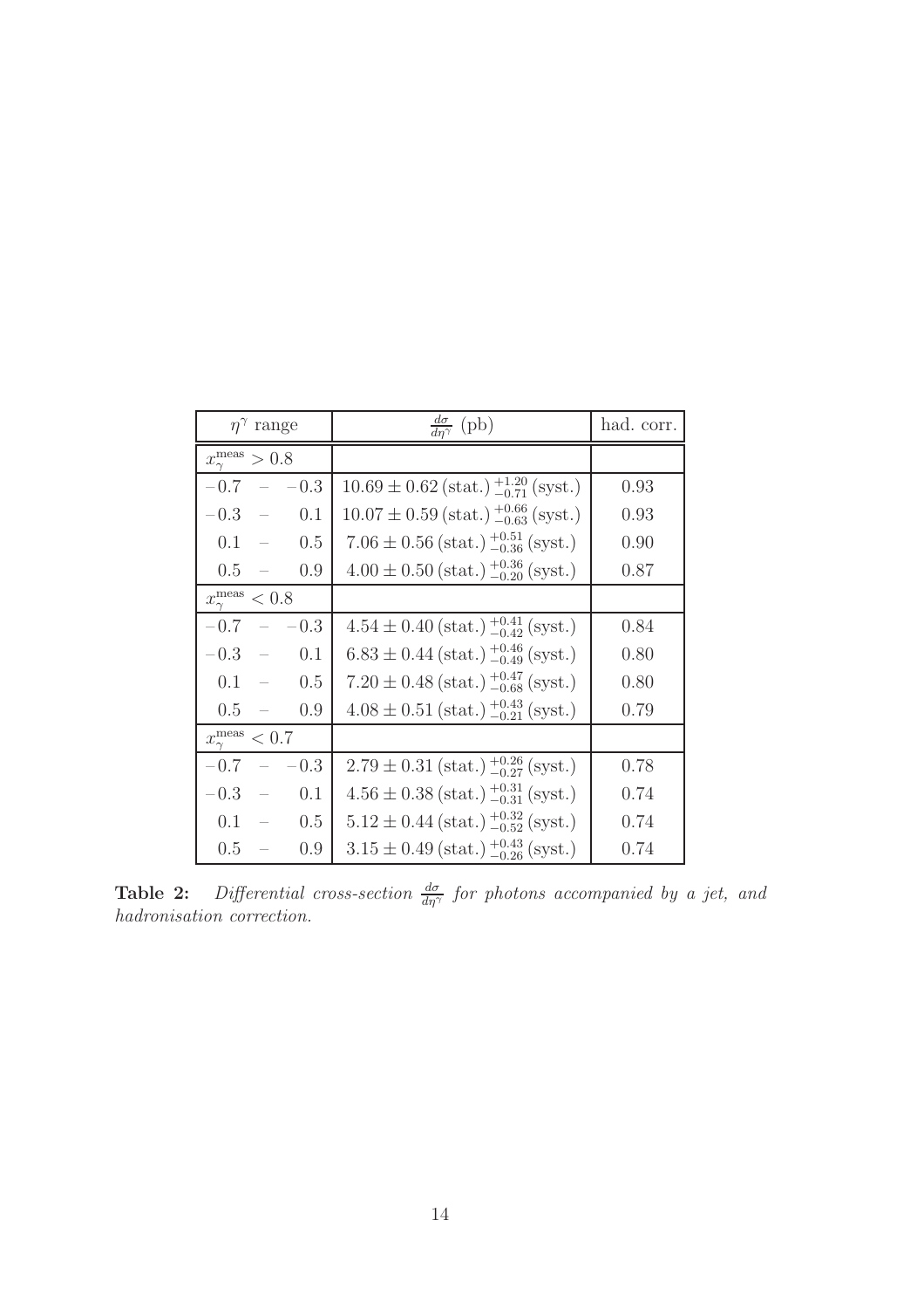| $\eta^\gamma$ range | $\frac{d\sigma}{d\eta^\gamma}$ (pb) | had. corr. |
|---|---|---|
| $x_\gamma^{\rm meas} > 0.8$ | | |
| $-0.7$ – $-0.3$ | $10.69 \pm 0.62\,(\text{stat.})\,^{+1.20}_{-0.71}\,(\text{syst.})$ | 0.93 |
| $-0.3$ – $0.1$ | $10.07 \pm 0.59\,(\text{stat.})\,^{+0.66}_{-0.63}\,(\text{syst.})$ | 0.93 |
| $0.1$ – $0.5$ | $7.06 \pm 0.56\,(\text{stat.})\,^{+0.51}_{-0.36}\,(\text{syst.})$ | 0.90 |
| $0.5$ – $0.9$ | $4.00 \pm 0.50\,(\text{stat.})\,^{+0.36}_{-0.20}\,(\text{syst.})$ | 0.87 |
| $x_\gamma^{\rm meas} < 0.8$ | | |
| $-0.7$ – $-0.3$ | $4.54 \pm 0.40\,(\text{stat.})\,^{+0.41}_{-0.42}\,(\text{syst.})$ | 0.84 |
| $-0.3$ – $0.1$ | $6.83 \pm 0.44\,(\text{stat.})\,^{+0.46}_{-0.49}\,(\text{syst.})$ | 0.80 |
| $0.1$ – $0.5$ | $7.20 \pm 0.48\,(\text{stat.})\,^{+0.47}_{-0.68}\,(\text{syst.})$ | 0.80 |
| $0.5$ – $0.9$ | $4.08 \pm 0.51\,(\text{stat.})\,^{+0.43}_{-0.21}\,(\text{syst.})$ | 0.79 |
| $x_\gamma^{\rm meas} < 0.7$ | | |
| $-0.7$ – $-0.3$ | $2.79 \pm 0.31\,(\text{stat.})\,^{+0.26}_{-0.27}\,(\text{syst.})$ | 0.78 |
| $-0.3$ – $0.1$ | $4.56 \pm 0.38\,(\text{stat.})\,^{+0.31}_{-0.31}\,(\text{syst.})$ | 0.74 |
| $0.1$ – $0.5$ | $5.12 \pm 0.44\,(\text{stat.})\,^{+0.32}_{-0.52}\,(\text{syst.})$ | 0.74 |
| $0.5$ – $0.9$ | $3.15 \pm 0.49\,(\text{stat.})\,^{+0.43}_{-0.26}\,(\text{syst.})$ | 0.74 |

**Table 2:** *Differential cross-section $\frac{d\sigma}{d\eta^\gamma}$ for photons accompanied by a jet, and hadronisation correction.*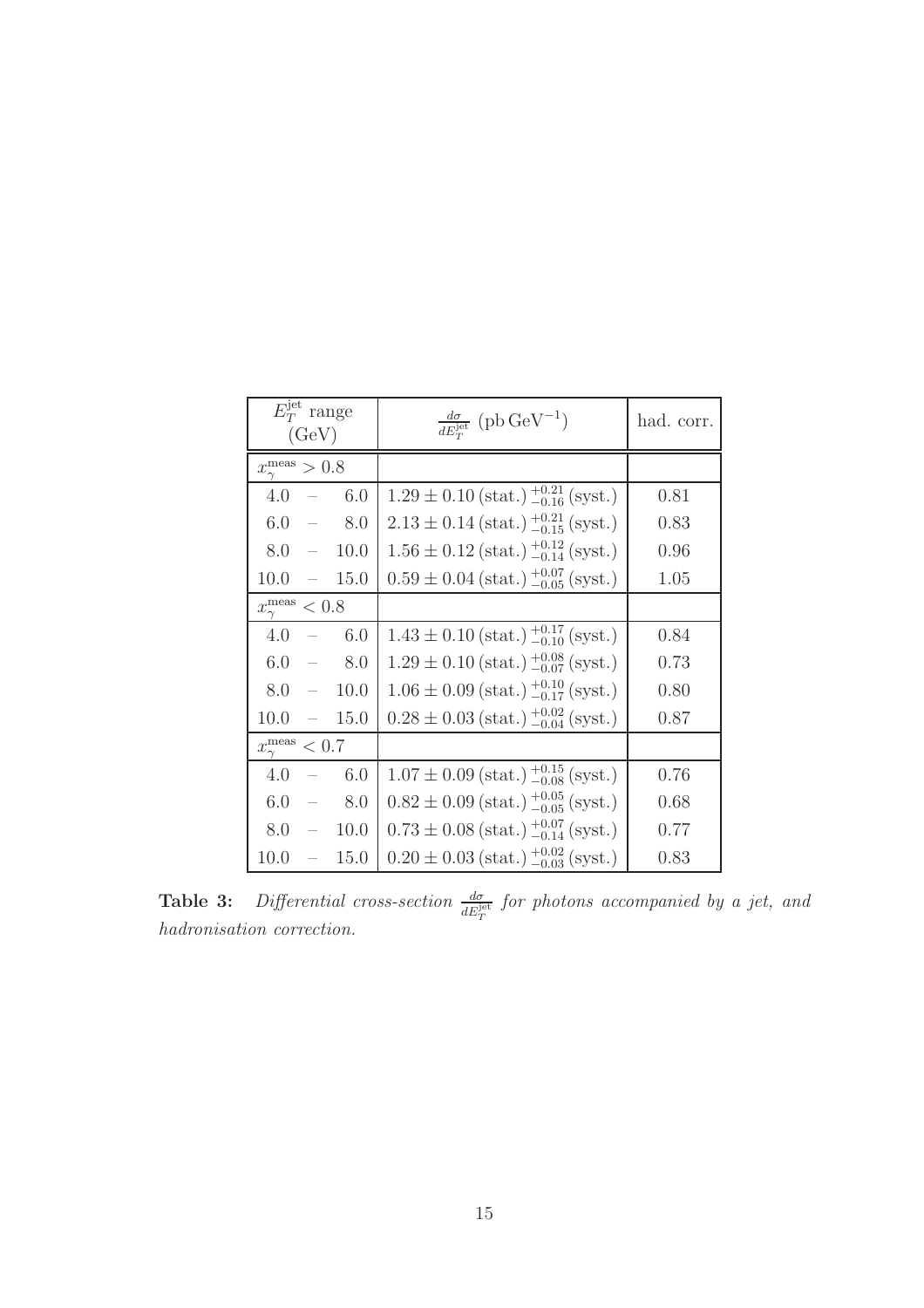| $E_T^{\rm jet}$ range (GeV) | $\frac{d\sigma}{dE_T^{\rm jet}}$ (pb GeV$^{-1}$) | had. corr. |
|---|---|---|
| $x_\gamma^{\rm meas} > 0.8$ | | |
| 4.0 – 6.0 | $1.29 \pm 0.10\,(\text{stat.})\,^{+0.21}_{-0.16}\,(\text{syst.})$ | 0.81 |
| 6.0 – 8.0 | $2.13 \pm 0.14\,(\text{stat.})\,^{+0.21}_{-0.15}\,(\text{syst.})$ | 0.83 |
| 8.0 – 10.0 | $1.56 \pm 0.12\,(\text{stat.})\,^{+0.12}_{-0.14}\,(\text{syst.})$ | 0.96 |
| 10.0 – 15.0 | $0.59 \pm 0.04\,(\text{stat.})\,^{+0.07}_{-0.05}\,(\text{syst.})$ | 1.05 |
| $x_\gamma^{\rm meas} < 0.8$ | | |
| 4.0 – 6.0 | $1.43 \pm 0.10\,(\text{stat.})\,^{+0.17}_{-0.10}\,(\text{syst.})$ | 0.84 |
| 6.0 – 8.0 | $1.29 \pm 0.10\,(\text{stat.})\,^{+0.08}_{-0.07}\,(\text{syst.})$ | 0.73 |
| 8.0 – 10.0 | $1.06 \pm 0.09\,(\text{stat.})\,^{+0.10}_{-0.17}\,(\text{syst.})$ | 0.80 |
| 10.0 – 15.0 | $0.28 \pm 0.03\,(\text{stat.})\,^{+0.02}_{-0.04}\,(\text{syst.})$ | 0.87 |
| $x_\gamma^{\rm meas} < 0.7$ | | |
| 4.0 – 6.0 | $1.07 \pm 0.09\,(\text{stat.})\,^{+0.15}_{-0.08}\,(\text{syst.})$ | 0.76 |
| 6.0 – 8.0 | $0.82 \pm 0.09\,(\text{stat.})\,^{+0.05}_{-0.05}\,(\text{syst.})$ | 0.68 |
| 8.0 – 10.0 | $0.73 \pm 0.08\,(\text{stat.})\,^{+0.07}_{-0.14}\,(\text{syst.})$ | 0.77 |
| 10.0 – 15.0 | $0.20 \pm 0.03\,(\text{stat.})\,^{+0.02}_{-0.03}\,(\text{syst.})$ | 0.83 |

**Table 3:** *Differential cross-section $\frac{d\sigma}{dE_T^{\rm jet}}$ for photons accompanied by a jet, and hadronisation correction.*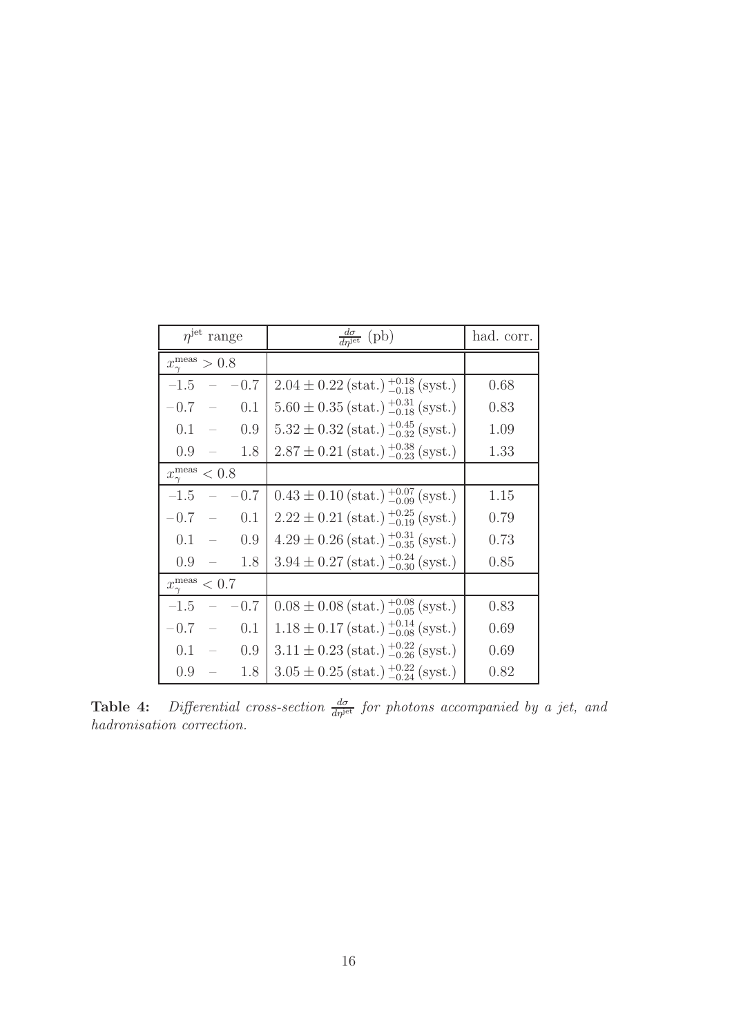| $\eta^{\rm jet}$ range | $\frac{d\sigma}{d\eta^{\rm jet}}$ (pb) | had. corr. |
|---|---|---|
| $x_\gamma^{\rm meas} > 0.8$ | | |
| $-1.5$ – $-0.7$ | $2.04 \pm 0.22\,(\text{stat.})\,^{+0.18}_{-0.18}\,(\text{syst.})$ | 0.68 |
| $-0.7$ – $0.1$ | $5.60 \pm 0.35\,(\text{stat.})\,^{+0.31}_{-0.18}\,(\text{syst.})$ | 0.83 |
| $0.1$ – $0.9$ | $5.32 \pm 0.32\,(\text{stat.})\,^{+0.45}_{-0.32}\,(\text{syst.})$ | 1.09 |
| $0.9$ – $1.8$ | $2.87 \pm 0.21\,(\text{stat.})\,^{+0.38}_{-0.23}\,(\text{syst.})$ | 1.33 |
| $x_\gamma^{\rm meas} < 0.8$ | | |
| $-1.5$ – $-0.7$ | $0.43 \pm 0.10\,(\text{stat.})\,^{+0.07}_{-0.09}\,(\text{syst.})$ | 1.15 |
| $-0.7$ – $0.1$ | $2.22 \pm 0.21\,(\text{stat.})\,^{+0.25}_{-0.19}\,(\text{syst.})$ | 0.79 |
| $0.1$ – $0.9$ | $4.29 \pm 0.26\,(\text{stat.})\,^{+0.31}_{-0.35}\,(\text{syst.})$ | 0.73 |
| $0.9$ – $1.8$ | $3.94 \pm 0.27\,(\text{stat.})\,^{+0.24}_{-0.30}\,(\text{syst.})$ | 0.85 |
| $x_\gamma^{\rm meas} < 0.7$ | | |
| $-1.5$ – $-0.7$ | $0.08 \pm 0.08\,(\text{stat.})\,^{+0.08}_{-0.05}\,(\text{syst.})$ | 0.83 |
| $-0.7$ – $0.1$ | $1.18 \pm 0.17\,(\text{stat.})\,^{+0.14}_{-0.08}\,(\text{syst.})$ | 0.69 |
| $0.1$ – $0.9$ | $3.11 \pm 0.23\,(\text{stat.})\,^{+0.22}_{-0.26}\,(\text{syst.})$ | 0.69 |
| $0.9$ – $1.8$ | $3.05 \pm 0.25\,(\text{stat.})\,^{+0.22}_{-0.24}\,(\text{syst.})$ | 0.82 |

**Table 4:** *Differential cross-section $\frac{d\sigma}{d\eta^{\rm jet}}$ for photons accompanied by a jet, and hadronisation correction.*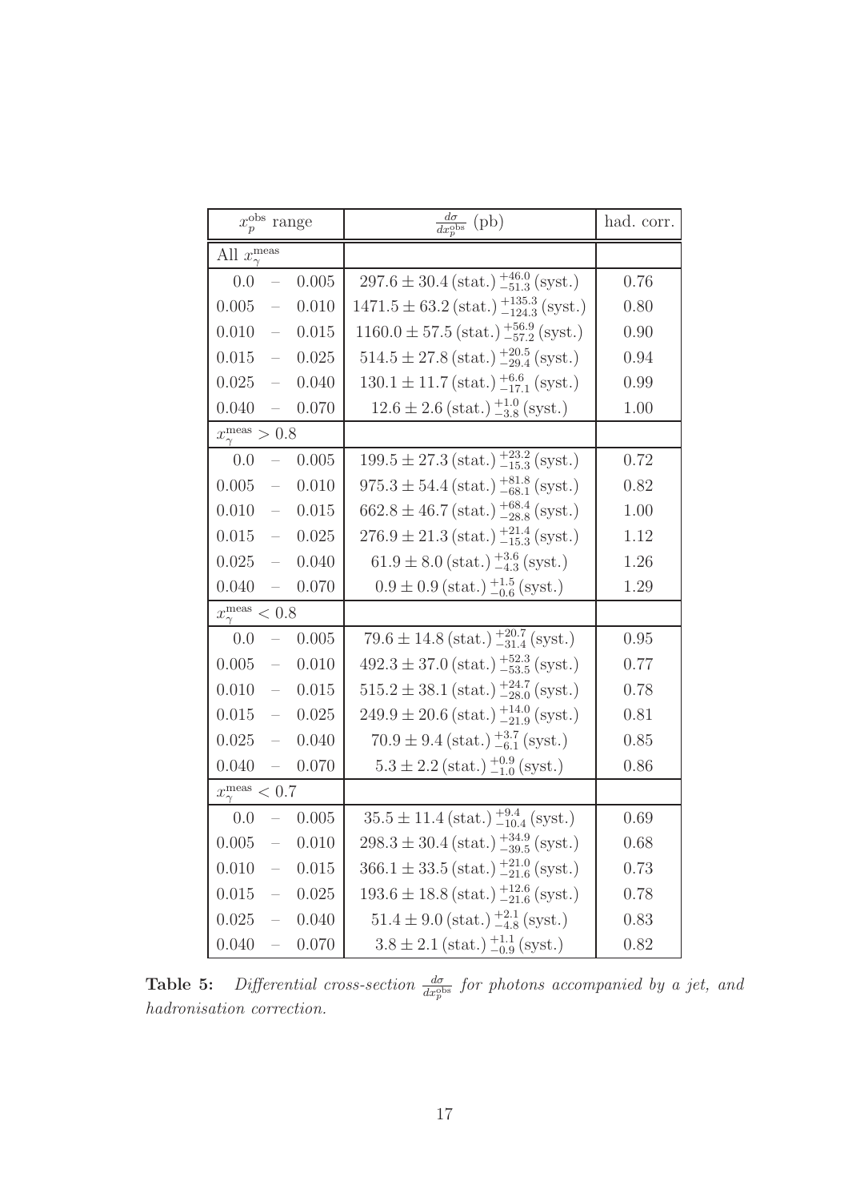| $x_p^{\rm obs}$ range | $\frac{d\sigma}{dx_p^{\rm obs}}$ (pb) | had. corr. |
|---|---|---|
| All $x_\gamma^{\rm meas}$ | | |
| 0.0 – 0.005 | $297.6 \pm 30.4\,(\text{stat.})\,^{+46.0}_{-51.3}\,(\text{syst.})$ | 0.76 |
| 0.005 – 0.010 | $1471.5 \pm 63.2\,(\text{stat.})\,^{+135.3}_{-124.3}\,(\text{syst.})$ | 0.80 |
| 0.010 – 0.015 | $1160.0 \pm 57.5\,(\text{stat.})\,^{+56.9}_{-57.2}\,(\text{syst.})$ | 0.90 |
| 0.015 – 0.025 | $514.5 \pm 27.8\,(\text{stat.})\,^{+20.5}_{-29.4}\,(\text{syst.})$ | 0.94 |
| 0.025 – 0.040 | $130.1 \pm 11.7\,(\text{stat.})\,^{+6.6}_{-17.1}\,(\text{syst.})$ | 0.99 |
| 0.040 – 0.070 | $12.6 \pm 2.6\,(\text{stat.})\,^{+1.0}_{-3.8}\,(\text{syst.})$ | 1.00 |
| $x_\gamma^{\rm meas} > 0.8$ | | |
| 0.0 – 0.005 | $199.5 \pm 27.3\,(\text{stat.})\,^{+23.2}_{-15.3}\,(\text{syst.})$ | 0.72 |
| 0.005 – 0.010 | $975.3 \pm 54.4\,(\text{stat.})\,^{+81.8}_{-68.1}\,(\text{syst.})$ | 0.82 |
| 0.010 – 0.015 | $662.8 \pm 46.7\,(\text{stat.})\,^{+68.4}_{-28.8}\,(\text{syst.})$ | 1.00 |
| 0.015 – 0.025 | $276.9 \pm 21.3\,(\text{stat.})\,^{+21.4}_{-15.3}\,(\text{syst.})$ | 1.12 |
| 0.025 – 0.040 | $61.9 \pm 8.0\,(\text{stat.})\,^{+3.6}_{-4.3}\,(\text{syst.})$ | 1.26 |
| 0.040 – 0.070 | $0.9 \pm 0.9\,(\text{stat.})\,^{+1.5}_{-0.6}\,(\text{syst.})$ | 1.29 |
| $x_\gamma^{\rm meas} < 0.8$ | | |
| 0.0 – 0.005 | $79.6 \pm 14.8\,(\text{stat.})\,^{+20.7}_{-31.4}\,(\text{syst.})$ | 0.95 |
| 0.005 – 0.010 | $492.3 \pm 37.0\,(\text{stat.})\,^{+52.3}_{-53.5}\,(\text{syst.})$ | 0.77 |
| 0.010 – 0.015 | $515.2 \pm 38.1\,(\text{stat.})\,^{+24.7}_{-28.0}\,(\text{syst.})$ | 0.78 |
| 0.015 – 0.025 | $249.9 \pm 20.6\,(\text{stat.})\,^{+14.0}_{-21.9}\,(\text{syst.})$ | 0.81 |
| 0.025 – 0.040 | $70.9 \pm 9.4\,(\text{stat.})\,^{+3.7}_{-6.1}\,(\text{syst.})$ | 0.85 |
| 0.040 – 0.070 | $5.3 \pm 2.2\,(\text{stat.})\,^{+0.9}_{-1.0}\,(\text{syst.})$ | 0.86 |
| $x_\gamma^{\rm meas} < 0.7$ | | |
| 0.0 – 0.005 | $35.5 \pm 11.4\,(\text{stat.})\,^{+9.4}_{-10.4}\,(\text{syst.})$ | 0.69 |
| 0.005 – 0.010 | $298.3 \pm 30.4\,(\text{stat.})\,^{+34.9}_{-39.5}\,(\text{syst.})$ | 0.68 |
| 0.010 – 0.015 | $366.1 \pm 33.5\,(\text{stat.})\,^{+21.0}_{-21.6}\,(\text{syst.})$ | 0.73 |
| 0.015 – 0.025 | $193.6 \pm 18.8\,(\text{stat.})\,^{+12.6}_{-21.6}\,(\text{syst.})$ | 0.78 |
| 0.025 – 0.040 | $51.4 \pm 9.0\,(\text{stat.})\,^{+2.1}_{-4.8}\,(\text{syst.})$ | 0.83 |
| 0.040 – 0.070 | $3.8 \pm 2.1\,(\text{stat.})\,^{+1.1}_{-0.9}\,(\text{syst.})$ | 0.82 |

**Table 5:** *Differential cross-section $\frac{d\sigma}{dx_p^{\rm obs}}$ for photons accompanied by a jet, and hadronisation correction.*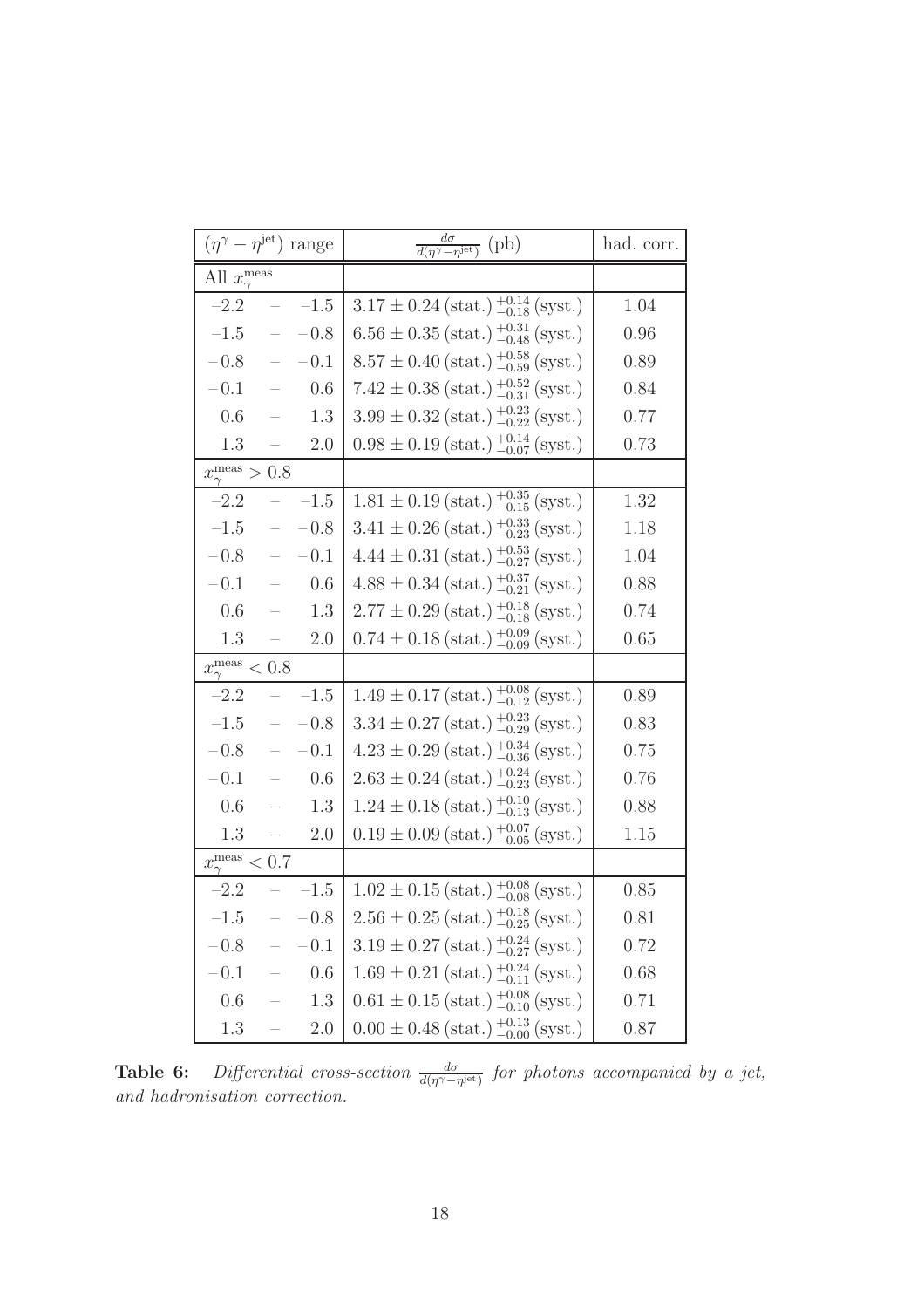| $(\eta^{\gamma} - \eta^{\rm jet})$ range | $\frac{d\sigma}{d(\eta^{\gamma} - \eta^{\rm jet})}$ (pb) | had. corr. |
|---|---|---|
| All $x_{\gamma}^{\rm meas}$ | | |
| $-2.2$ – $-1.5$ | $3.17 \pm 0.24\,(\text{stat.})\,^{+0.14}_{-0.18}\,(\text{syst.})$ | 1.04 |
| $-1.5$ – $-0.8$ | $6.56 \pm 0.35\,(\text{stat.})\,^{+0.31}_{-0.48}\,(\text{syst.})$ | 0.96 |
| $-0.8$ – $-0.1$ | $8.57 \pm 0.40\,(\text{stat.})\,^{+0.58}_{-0.59}\,(\text{syst.})$ | 0.89 |
| $-0.1$ – $0.6$ | $7.42 \pm 0.38\,(\text{stat.})\,^{+0.52}_{-0.31}\,(\text{syst.})$ | 0.84 |
| $0.6$ – $1.3$ | $3.99 \pm 0.32\,(\text{stat.})\,^{+0.23}_{-0.22}\,(\text{syst.})$ | 0.77 |
| $1.3$ – $2.0$ | $0.98 \pm 0.19\,(\text{stat.})\,^{+0.14}_{-0.07}\,(\text{syst.})$ | 0.73 |
| $x_{\gamma}^{\rm meas} > 0.8$ | | |
| $-2.2$ – $-1.5$ | $1.81 \pm 0.19\,(\text{stat.})\,^{+0.35}_{-0.15}\,(\text{syst.})$ | 1.32 |
| $-1.5$ – $-0.8$ | $3.41 \pm 0.26\,(\text{stat.})\,^{+0.33}_{-0.23}\,(\text{syst.})$ | 1.18 |
| $-0.8$ – $-0.1$ | $4.44 \pm 0.31\,(\text{stat.})\,^{+0.53}_{-0.27}\,(\text{syst.})$ | 1.04 |
| $-0.1$ – $0.6$ | $4.88 \pm 0.34\,(\text{stat.})\,^{+0.37}_{-0.21}\,(\text{syst.})$ | 0.88 |
| $0.6$ – $1.3$ | $2.77 \pm 0.29\,(\text{stat.})\,^{+0.18}_{-0.18}\,(\text{syst.})$ | 0.74 |
| $1.3$ – $2.0$ | $0.74 \pm 0.18\,(\text{stat.})\,^{+0.09}_{-0.09}\,(\text{syst.})$ | 0.65 |
| $x_{\gamma}^{\rm meas} < 0.8$ | | |
| $-2.2$ – $-1.5$ | $1.49 \pm 0.17\,(\text{stat.})\,^{+0.08}_{-0.12}\,(\text{syst.})$ | 0.89 |
| $-1.5$ – $-0.8$ | $3.34 \pm 0.27\,(\text{stat.})\,^{+0.23}_{-0.29}\,(\text{syst.})$ | 0.83 |
| $-0.8$ – $-0.1$ | $4.23 \pm 0.29\,(\text{stat.})\,^{+0.34}_{-0.36}\,(\text{syst.})$ | 0.75 |
| $-0.1$ – $0.6$ | $2.63 \pm 0.24\,(\text{stat.})\,^{+0.24}_{-0.23}\,(\text{syst.})$ | 0.76 |
| $0.6$ – $1.3$ | $1.24 \pm 0.18\,(\text{stat.})\,^{+0.10}_{-0.13}\,(\text{syst.})$ | 0.88 |
| $1.3$ – $2.0$ | $0.19 \pm 0.09\,(\text{stat.})\,^{+0.07}_{-0.05}\,(\text{syst.})$ | 1.15 |
| $x_{\gamma}^{\rm meas} < 0.7$ | | |
| $-2.2$ – $-1.5$ | $1.02 \pm 0.15\,(\text{stat.})\,^{+0.08}_{-0.08}\,(\text{syst.})$ | 0.85 |
| $-1.5$ – $-0.8$ | $2.56 \pm 0.25\,(\text{stat.})\,^{+0.18}_{-0.25}\,(\text{syst.})$ | 0.81 |
| $-0.8$ – $-0.1$ | $3.19 \pm 0.27\,(\text{stat.})\,^{+0.24}_{-0.27}\,(\text{syst.})$ | 0.72 |
| $-0.1$ – $0.6$ | $1.69 \pm 0.21\,(\text{stat.})\,^{+0.24}_{-0.11}\,(\text{syst.})$ | 0.68 |
| $0.6$ – $1.3$ | $0.61 \pm 0.15\,(\text{stat.})\,^{+0.08}_{-0.10}\,(\text{syst.})$ | 0.71 |
| $1.3$ – $2.0$ | $0.00 \pm 0.48\,(\text{stat.})\,^{+0.13}_{-0.00}\,(\text{syst.})$ | 0.87 |

**Table 6:** *Differential cross-section* $\frac{d\sigma}{d(\eta^{\gamma} - \eta^{\rm jet})}$ *for photons accompanied by a jet, and hadronisation correction.*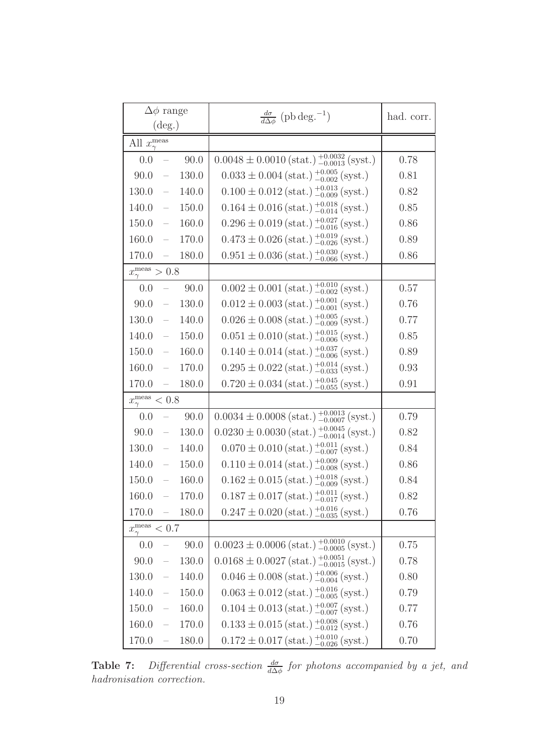| $\Delta\phi$ range (deg.) | $\frac{d\sigma}{d\Delta\phi}$ (pb deg.$^{-1}$) | had. corr. |
|---|---|---|
| All $x_\gamma^{\rm meas}$ | | |
| 0.0 – 90.0 | $0.0048 \pm 0.0010\,(\text{stat.})\,^{+0.0032}_{-0.0013}\,(\text{syst.})$ | 0.78 |
| 90.0 – 130.0 | $0.033 \pm 0.004\,(\text{stat.})\,^{+0.005}_{-0.002}\,(\text{syst.})$ | 0.81 |
| 130.0 – 140.0 | $0.100 \pm 0.012\,(\text{stat.})\,^{+0.013}_{-0.009}\,(\text{syst.})$ | 0.82 |
| 140.0 – 150.0 | $0.164 \pm 0.016\,(\text{stat.})\,^{+0.018}_{-0.014}\,(\text{syst.})$ | 0.85 |
| 150.0 – 160.0 | $0.296 \pm 0.019\,(\text{stat.})\,^{+0.027}_{-0.016}\,(\text{syst.})$ | 0.86 |
| 160.0 – 170.0 | $0.473 \pm 0.026\,(\text{stat.})\,^{+0.019}_{-0.026}\,(\text{syst.})$ | 0.89 |
| 170.0 – 180.0 | $0.951 \pm 0.036\,(\text{stat.})\,^{+0.030}_{-0.066}\,(\text{syst.})$ | 0.86 |
| $x_\gamma^{\rm meas} > 0.8$ | | |
| 0.0 – 90.0 | $0.002 \pm 0.001\,(\text{stat.})\,^{+0.010}_{-0.002}\,(\text{syst.})$ | 0.57 |
| 90.0 – 130.0 | $0.012 \pm 0.003\,(\text{stat.})\,^{+0.001}_{-0.001}\,(\text{syst.})$ | 0.76 |
| 130.0 – 140.0 | $0.026 \pm 0.008\,(\text{stat.})\,^{+0.005}_{-0.009}\,(\text{syst.})$ | 0.77 |
| 140.0 – 150.0 | $0.051 \pm 0.010\,(\text{stat.})\,^{+0.015}_{-0.006}\,(\text{syst.})$ | 0.85 |
| 150.0 – 160.0 | $0.140 \pm 0.014\,(\text{stat.})\,^{+0.037}_{-0.006}\,(\text{syst.})$ | 0.89 |
| 160.0 – 170.0 | $0.295 \pm 0.022\,(\text{stat.})\,^{+0.014}_{-0.033}\,(\text{syst.})$ | 0.93 |
| 170.0 – 180.0 | $0.720 \pm 0.034\,(\text{stat.})\,^{+0.045}_{-0.055}\,(\text{syst.})$ | 0.91 |
| $x_\gamma^{\rm meas} < 0.8$ | | |
| 0.0 – 90.0 | $0.0034 \pm 0.0008\,(\text{stat.})\,^{+0.0013}_{-0.0007}\,(\text{syst.})$ | 0.79 |
| 90.0 – 130.0 | $0.0230 \pm 0.0030\,(\text{stat.})\,^{+0.0045}_{-0.0014}\,(\text{syst.})$ | 0.82 |
| 130.0 – 140.0 | $0.070 \pm 0.010\,(\text{stat.})\,^{+0.011}_{-0.007}\,(\text{syst.})$ | 0.84 |
| 140.0 – 150.0 | $0.110 \pm 0.014\,(\text{stat.})\,^{+0.009}_{-0.008}\,(\text{syst.})$ | 0.86 |
| 150.0 – 160.0 | $0.162 \pm 0.015\,(\text{stat.})\,^{+0.018}_{-0.009}\,(\text{syst.})$ | 0.84 |
| 160.0 – 170.0 | $0.187 \pm 0.017\,(\text{stat.})\,^{+0.011}_{-0.017}\,(\text{syst.})$ | 0.82 |
| 170.0 – 180.0 | $0.247 \pm 0.020\,(\text{stat.})\,^{+0.016}_{-0.035}\,(\text{syst.})$ | 0.76 |
| $x_\gamma^{\rm meas} < 0.7$ | | |
| 0.0 – 90.0 | $0.0023 \pm 0.0006\,(\text{stat.})\,^{+0.0010}_{-0.0005}\,(\text{syst.})$ | 0.75 |
| 90.0 – 130.0 | $0.0168 \pm 0.0027\,(\text{stat.})\,^{+0.0051}_{-0.0015}\,(\text{syst.})$ | 0.78 |
| 130.0 – 140.0 | $0.046 \pm 0.008\,(\text{stat.})\,^{+0.006}_{-0.004}\,(\text{syst.})$ | 0.80 |
| 140.0 – 150.0 | $0.063 \pm 0.012\,(\text{stat.})\,^{+0.016}_{-0.005}\,(\text{syst.})$ | 0.79 |
| 150.0 – 160.0 | $0.104 \pm 0.013\,(\text{stat.})\,^{+0.007}_{-0.007}\,(\text{syst.})$ | 0.77 |
| 160.0 – 170.0 | $0.133 \pm 0.015\,(\text{stat.})\,^{+0.008}_{-0.012}\,(\text{syst.})$ | 0.76 |
| 170.0 – 180.0 | $0.172 \pm 0.017\,(\text{stat.})\,^{+0.010}_{-0.026}\,(\text{syst.})$ | 0.70 |

**Table 7:** *Differential cross-section $\frac{d\sigma}{d\Delta\phi}$ for photons accompanied by a jet, and hadronisation correction.*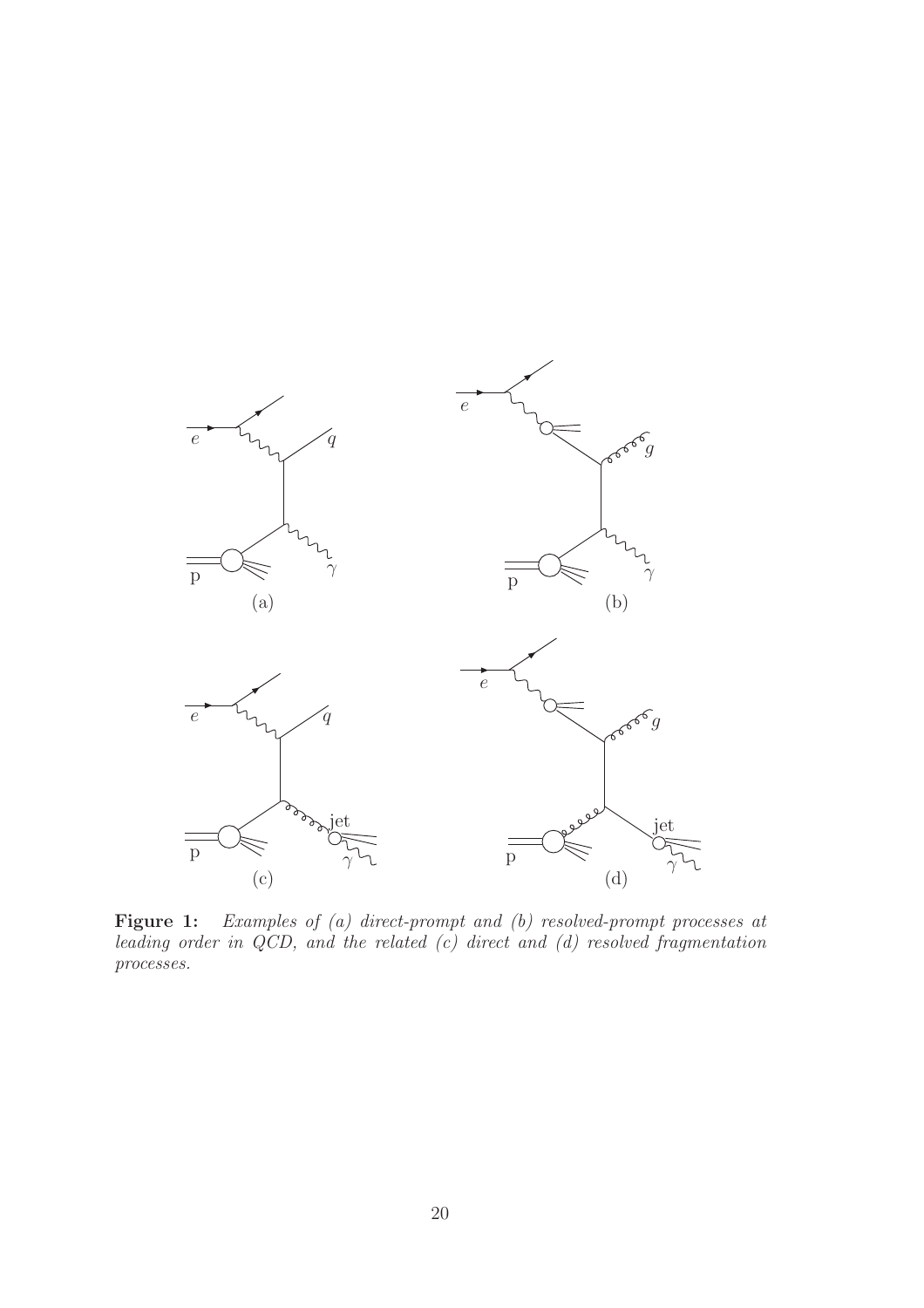**Figure 1:** *Examples of (a) direct-prompt and (b) resolved-prompt processes at leading order in QCD, and the related (c) direct and (d) resolved fragmentation processes.*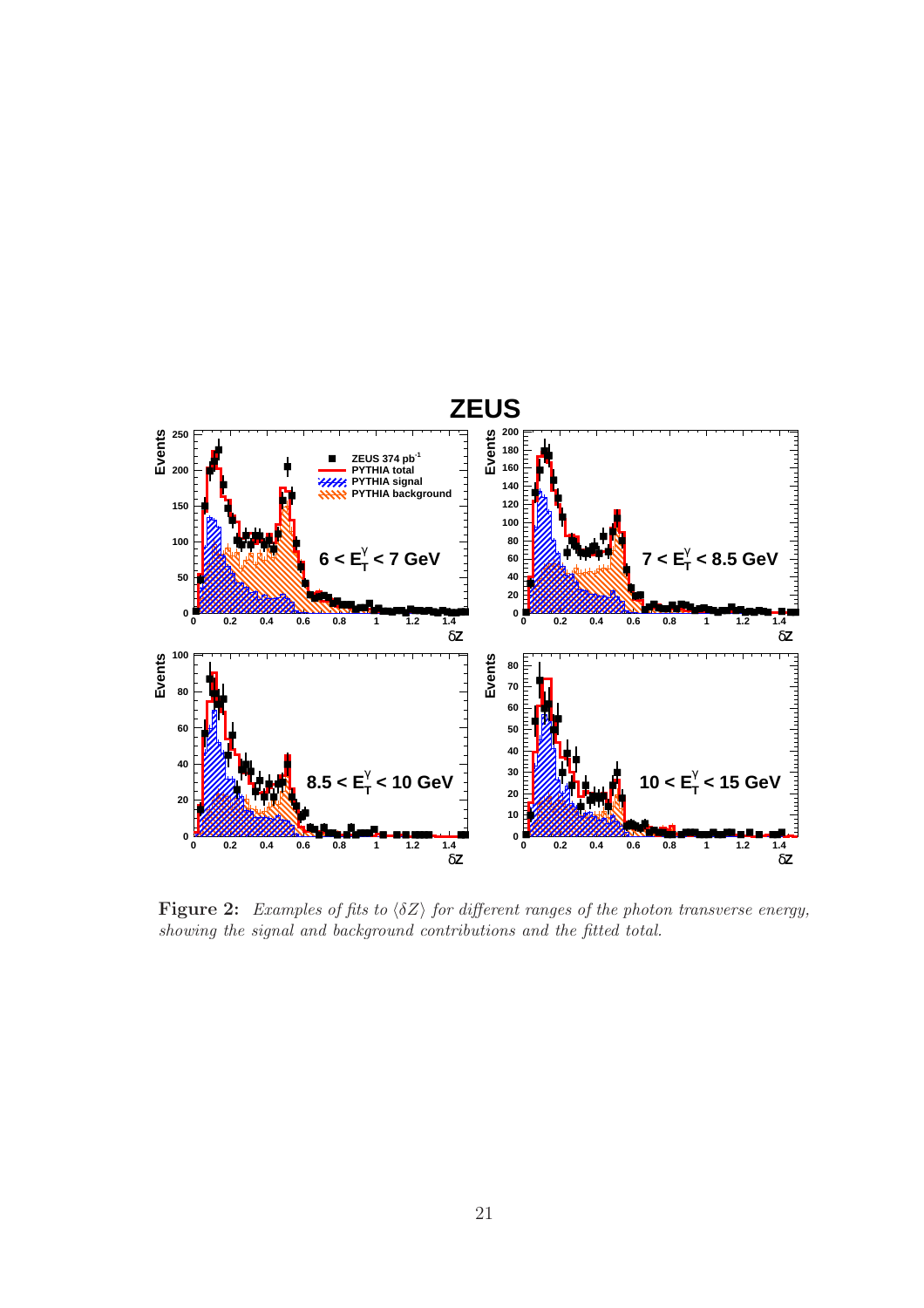**Figure 2:** *Examples of fits to $\langle \delta Z \rangle$ for different ranges of the photon transverse energy, showing the signal and background contributions and the fitted total.*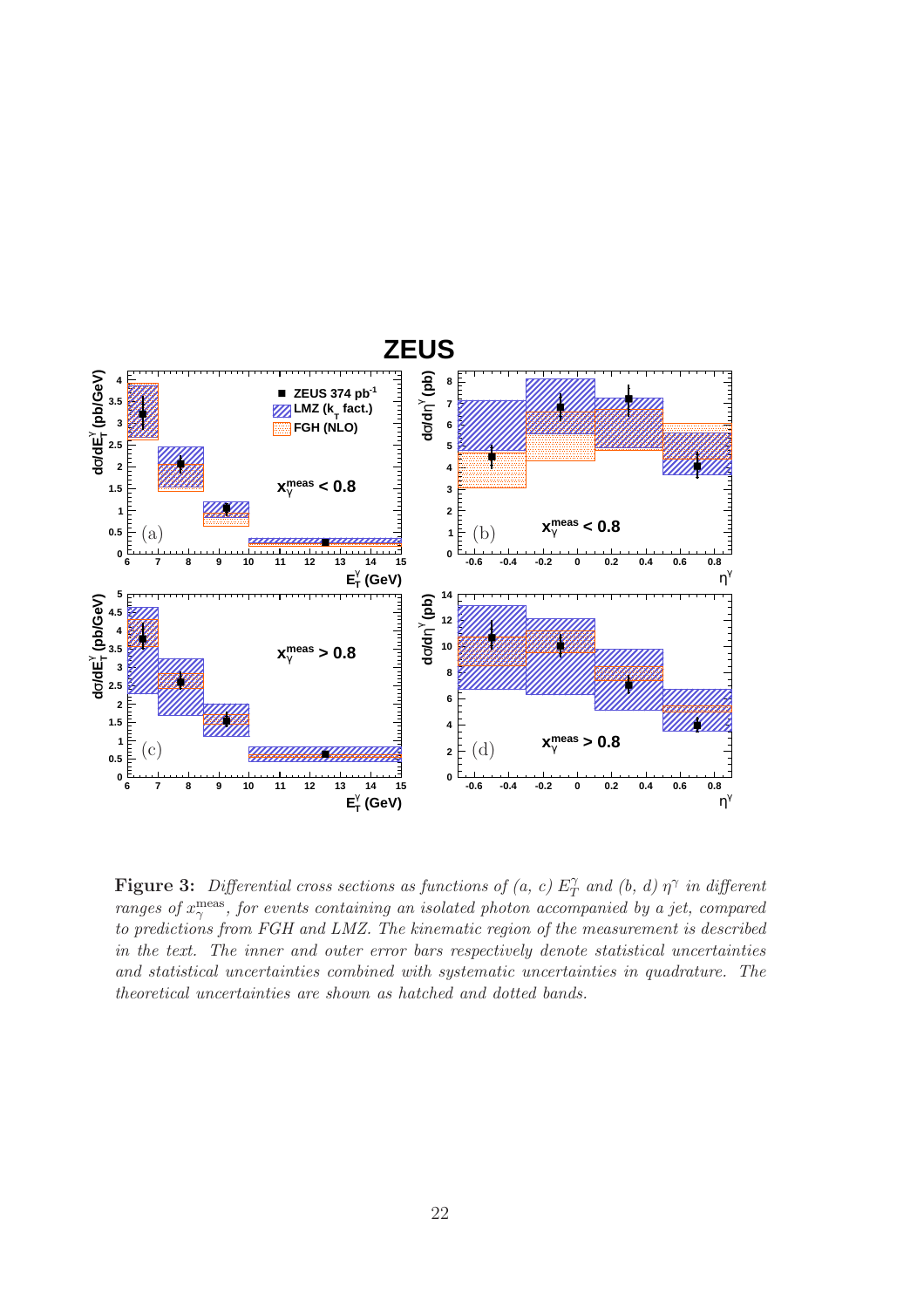**Figure 3:** *Differential cross sections as functions of (a, c) $E_T^{\gamma}$ and (b, d) $\eta^{\gamma}$ in different ranges of $x_{\gamma}^{\rm meas}$, for events containing an isolated photon accompanied by a jet, compared to predictions from FGH and LMZ. The kinematic region of the measurement is described in the text. The inner and outer error bars respectively denote statistical uncertainties and statistical uncertainties combined with systematic uncertainties in quadrature. The theoretical uncertainties are shown as hatched and dotted bands.*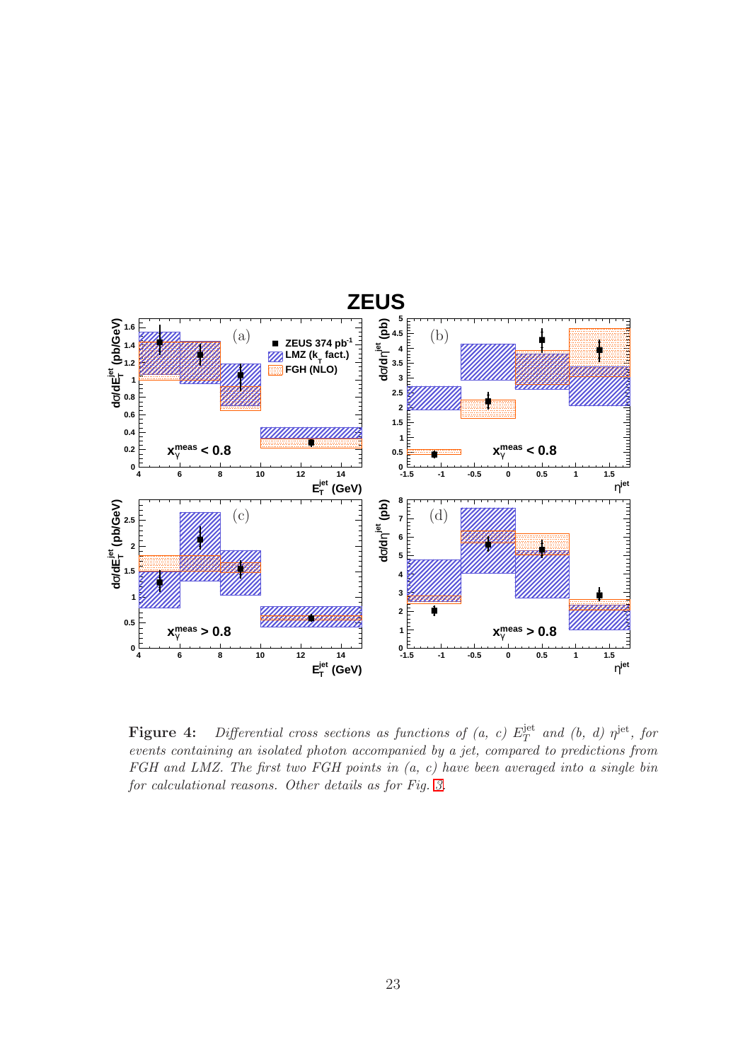**Figure 4:** *Differential cross sections as functions of (a, c) $E_T^{\rm jet}$ and (b, d) $\eta^{\rm jet}$, for events containing an isolated photon accompanied by a jet, compared to predictions from FGH and LMZ. The first two FGH points in (a, c) have been averaged into a single bin for calculational reasons. Other details as for Fig. 3.*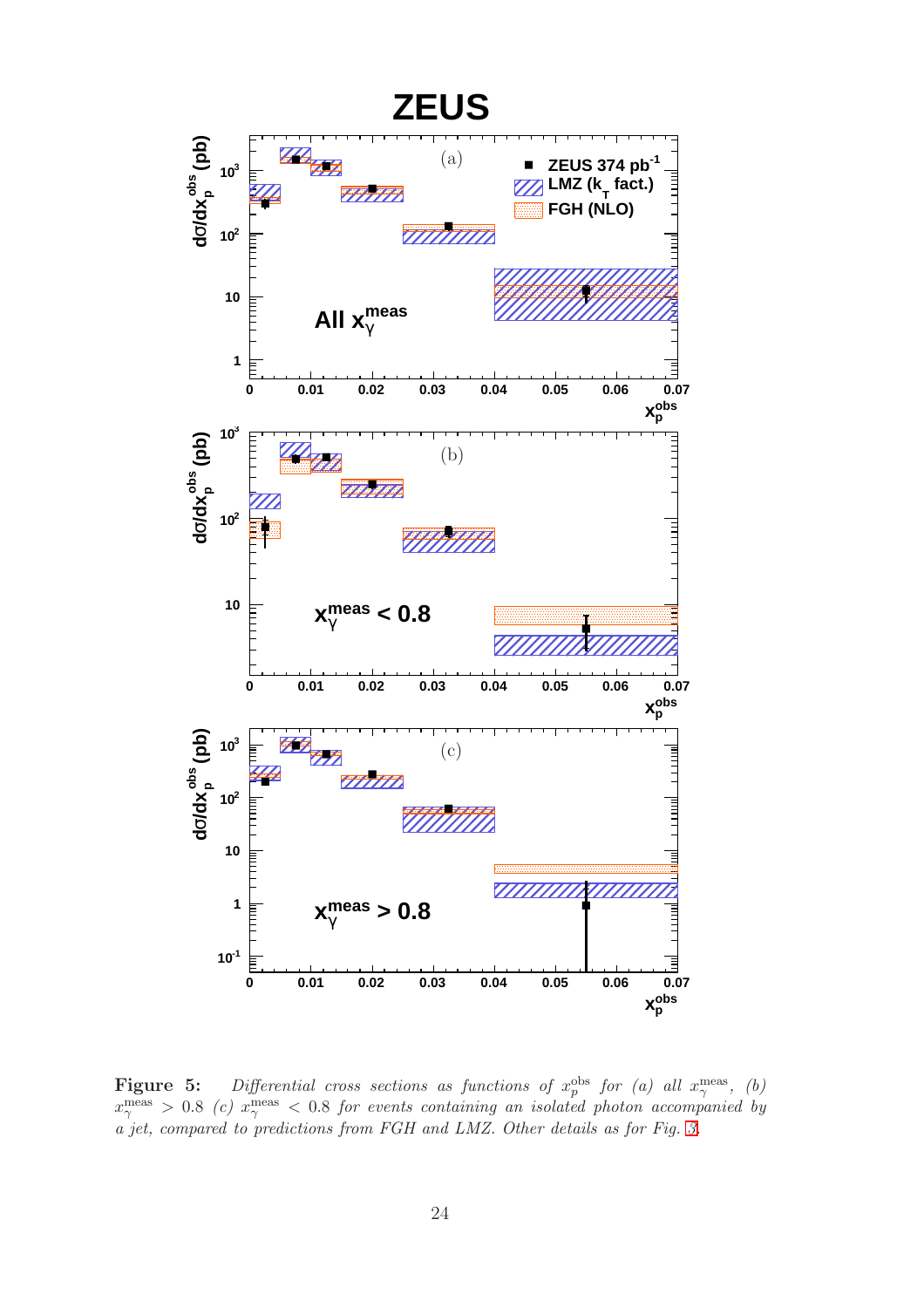**Figure 5:** *Differential cross sections as functions of $x_p^{\rm obs}$ for (a) all $x_\gamma^{\rm meas}$, (b) $x_\gamma^{\rm meas} > 0.8$ (c) $x_\gamma^{\rm meas} < 0.8$ for events containing an isolated photon accompanied by a jet, compared to predictions from FGH and LMZ. Other details as for Fig. 3.*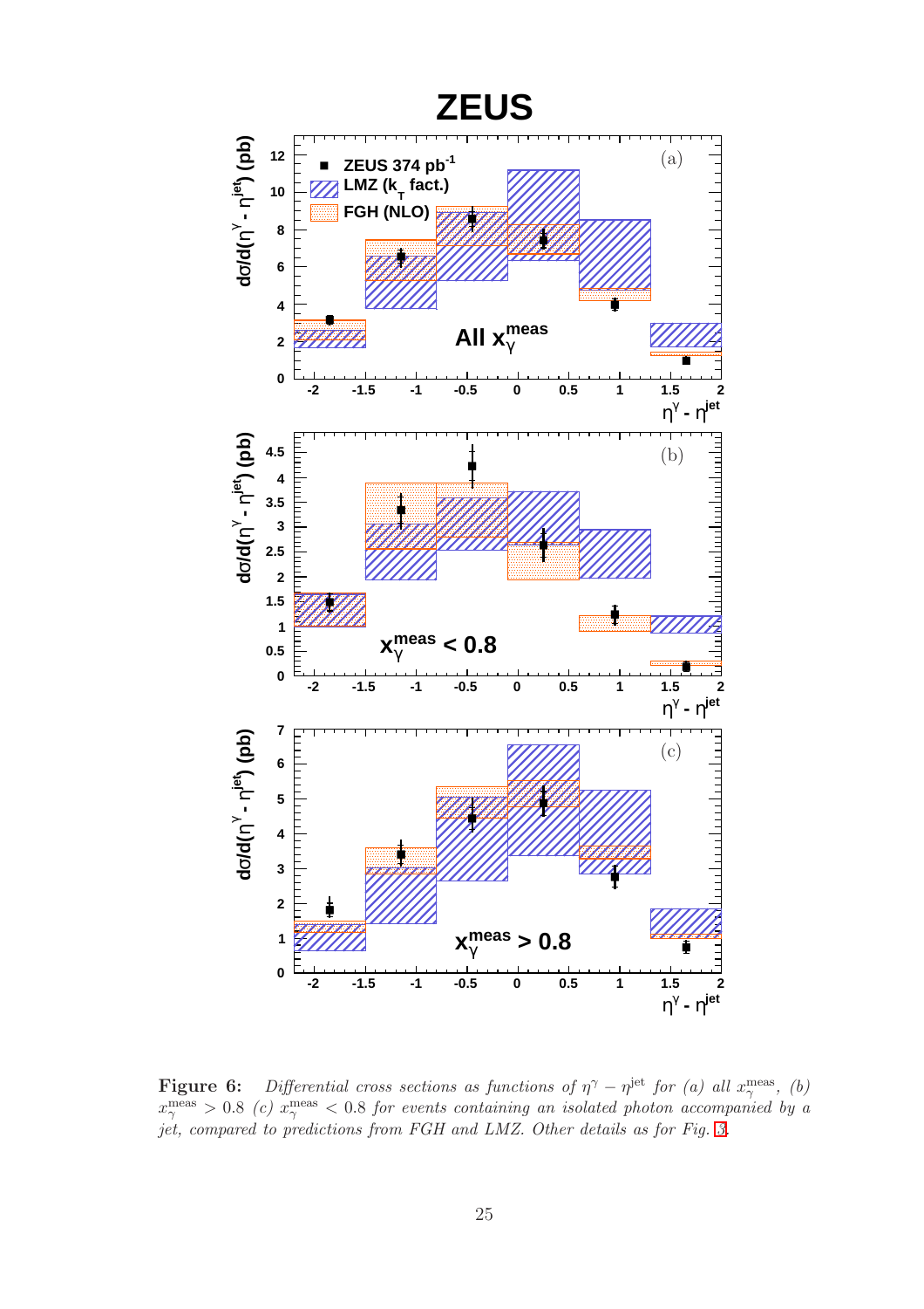**Figure 6:** *Differential cross sections as functions of $\eta^{\gamma} - \eta^{\rm jet}$ for (a) all $x_{\gamma}^{\rm meas}$, (b) $x_{\gamma}^{\rm meas} > 0.8$ (c) $x_{\gamma}^{\rm meas} < 0.8$ for events containing an isolated photon accompanied by a jet, compared to predictions from FGH and LMZ. Other details as for Fig. 3.*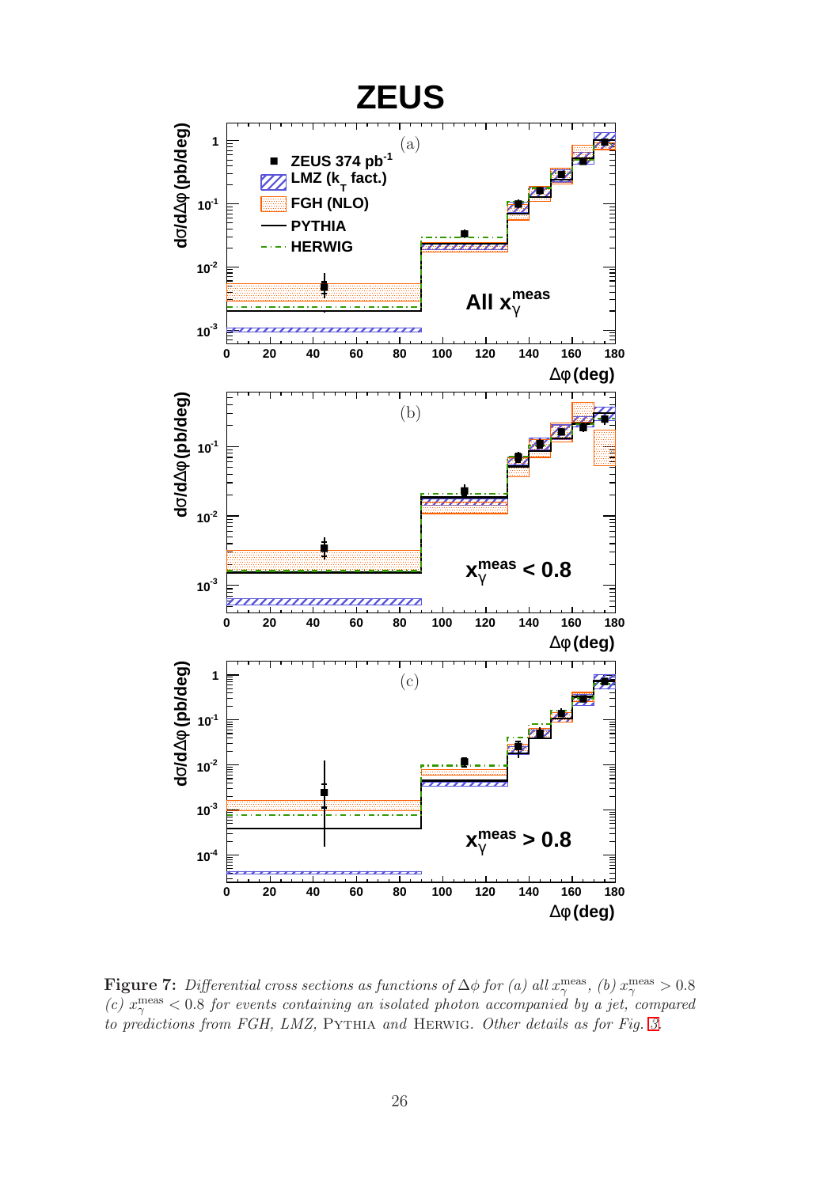ZEUS

(a)

ZEUS 374 pb$^{-1}$

LMZ ($k_T$ fact.)

FGH (NLO)

PYTHIA

HERWIG

All $x_\gamma^{meas}$

$d\sigma/d\Delta\varphi$ (pb/deg)

1

$10^{-1}$

$10^{-2}$

$10^{-3}$

0 20 40 60 80 100 120 140 160 180

$\Delta\varphi$ (deg)

(b)

$x_\gamma^{meas} < 0.8$

$d\sigma/d\Delta\varphi$ (pb/deg)

$10^{-1}$

$10^{-2}$

$10^{-3}$

0 20 40 60 80 100 120 140 160 180

$\Delta\varphi$ (deg)

(c)

$x_\gamma^{meas} > 0.8$

$d\sigma/d\Delta\varphi$ (pb/deg)

1

$10^{-1}$

$10^{-2}$

$10^{-3}$

$10^{-4}$

0 20 40 60 80 100 120 140 160 180

$\Delta\varphi$ (deg)

**Figure 7:** *Differential cross sections as functions of $\Delta\phi$ for (a) all $x_\gamma^{\text{meas}}$, (b) $x_\gamma^{\text{meas}} > 0.8$ (c) $x_\gamma^{\text{meas}} < 0.8$ for events containing an isolated photon accompanied by a jet, compared to predictions from FGH, LMZ,* PYTHIA *and* HERWIG. *Other details as for Fig. 3.*